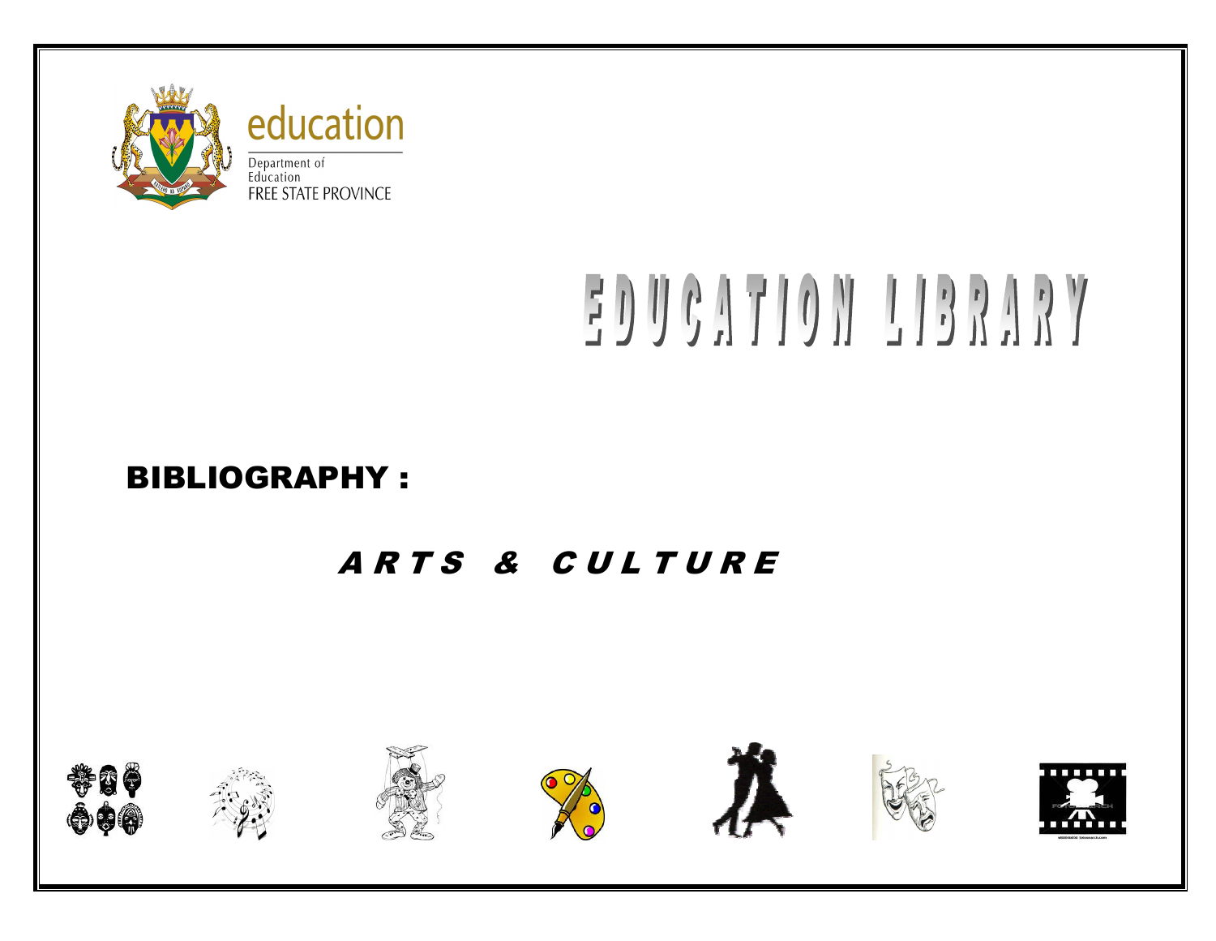education

Department of Education
FREE STATE PROVINCE

# EDUCATION LIBRARY

## BIBLIOGRAPHY :

### *ARTS & CULTURE*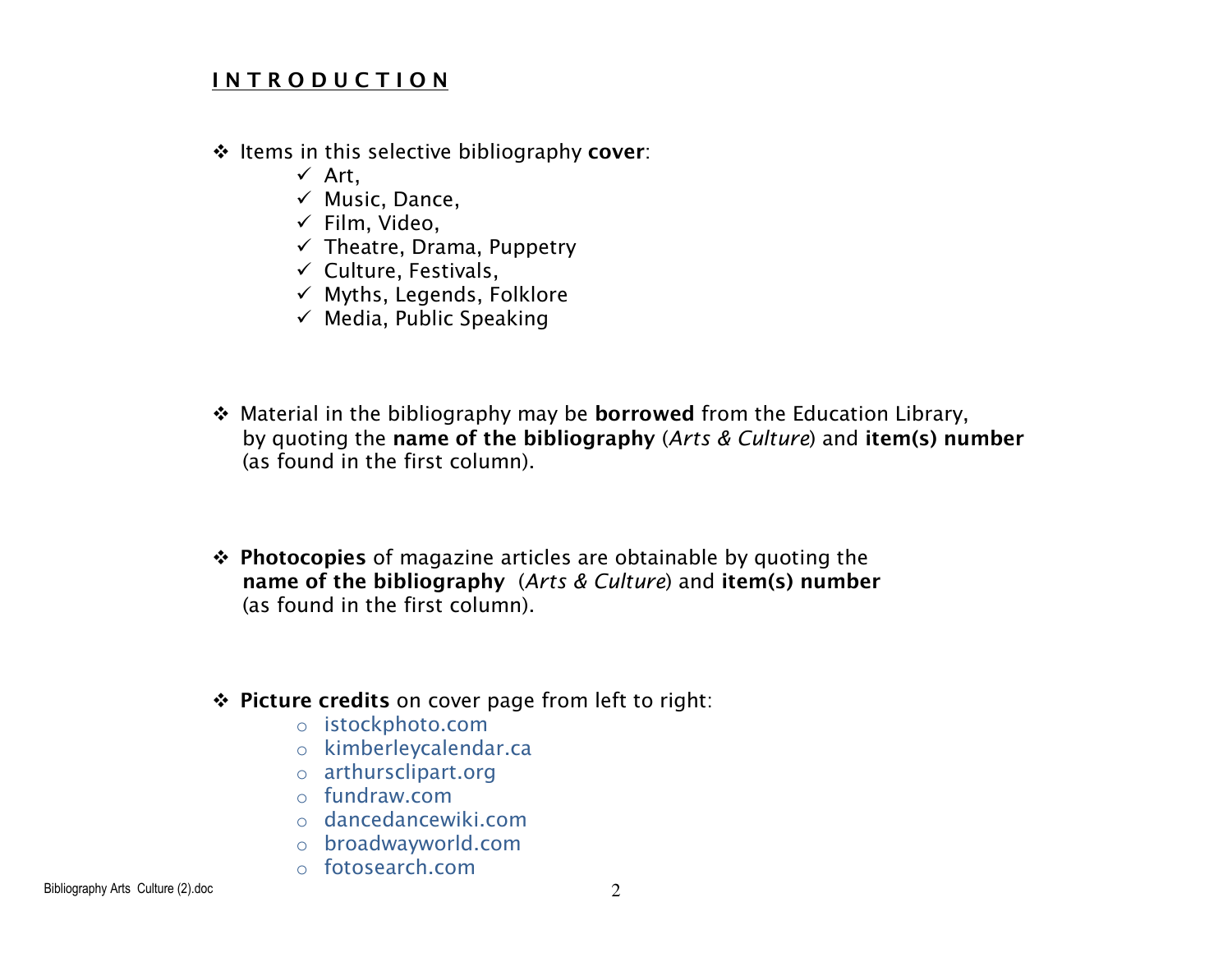## INTRODUCTION

- Items in this selective bibliography **cover**:
    - ✓ Art,
    - ✓ Music, Dance,
    - ✓ Film, Video,
    - ✓ Theatre, Drama, Puppetry
    - ✓ Culture, Festivals,
    - ✓ Myths, Legends, Folklore
    - ✓ Media, Public Speaking

- Material in the bibliography may be **borrowed** from the Education Library, by quoting the **name of the bibliography** (*Arts & Culture*) and **item(s) number** (as found in the first column).

- **Photocopies** of magazine articles are obtainable by quoting the **name of the bibliography** (*Arts & Culture*) and **item(s) number** (as found in the first column).

- **Picture credits** on cover page from left to right:
    - istockphoto.com
    - kimberleycalendar.ca
    - arthursclipart.org
    - fundraw.com
    - dancedancewiki.com
    - broadwayworld.com
    - fotosearch.com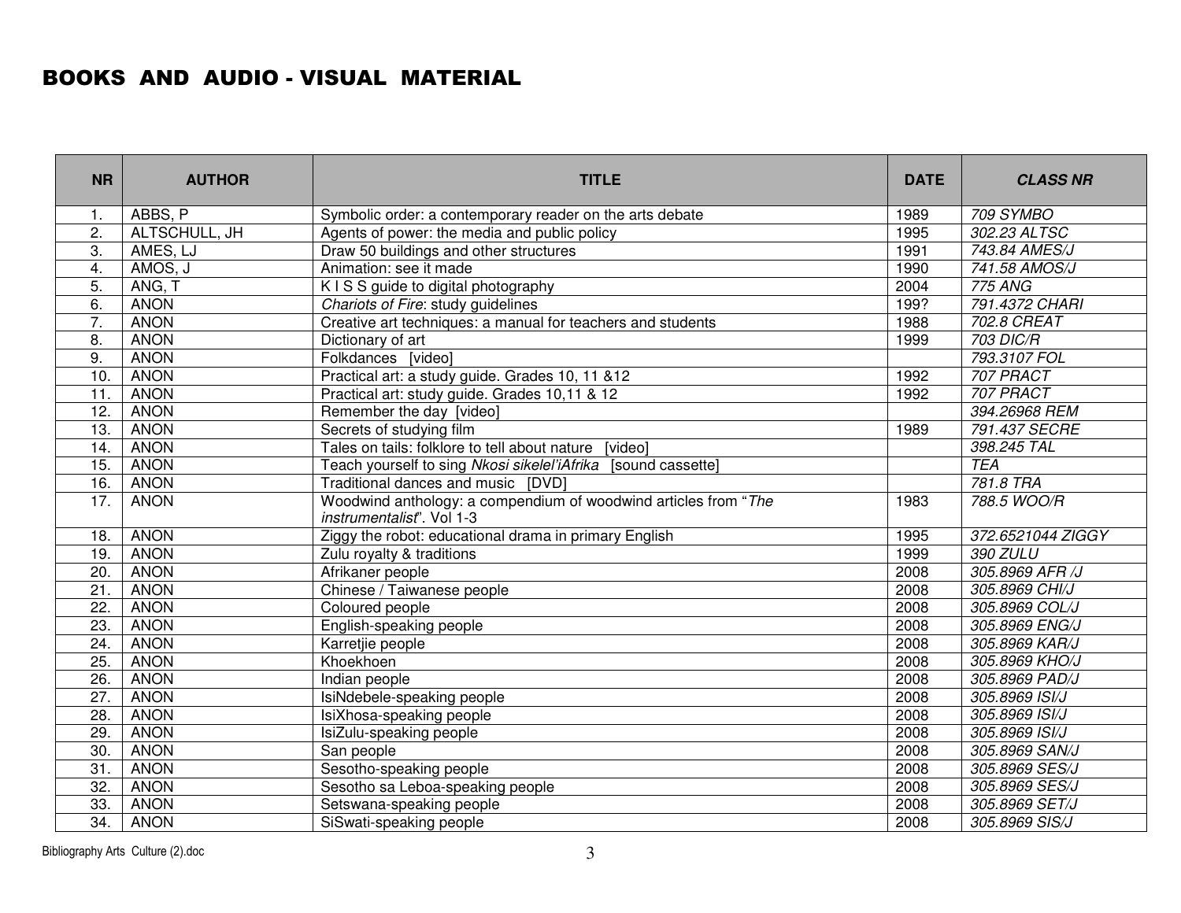# BOOKS AND AUDIO - VISUAL MATERIAL

| NR | AUTHOR | TITLE | DATE | *CLASS NR* |
|---|---|---|---|---|
| 1. | ABBS, P | Symbolic order: a contemporary reader on the arts debate | 1989 | *709 SYMBO* |
| 2. | ALTSCHULL, JH | Agents of power: the media and public policy | 1995 | *302.23 ALTSC* |
| 3. | AMES, LJ | Draw 50 buildings and other structures | 1991 | *743.84 AMES/J* |
| 4. | AMOS, J | Animation: see it made | 1990 | *741.58 AMOS/J* |
| 5. | ANG, T | K I S S guide to digital photography | 2004 | *775 ANG* |
| 6. | ANON | *Chariots of Fire*: study guidelines | 199? | *791.4372 CHARI* |
| 7. | ANON | Creative art techniques: a manual for teachers and students | 1988 | *702.8 CREAT* |
| 8. | ANON | Dictionary of art | 1999 | *703 DIC/R* |
| 9. | ANON | Folkdances [video] | | *793.3107 FOL* |
| 10. | ANON | Practical art: a study guide. Grades 10, 11 &12 | 1992 | *707 PRACT* |
| 11. | ANON | Practical art: study guide. Grades 10,11 & 12 | 1992 | *707 PRACT* |
| 12. | ANON | Remember the day [video] | | *394.26968 REM* |
| 13. | ANON | Secrets of studying film | 1989 | *791.437 SECRE* |
| 14. | ANON | Tales on tails: folklore to tell about nature [video] | | *398.245 TAL* |
| 15. | ANON | Teach yourself to sing *Nkosi sikelel'iAfrika* [sound cassette] | | *TEA* |
| 16. | ANON | Traditional dances and music [DVD] | | *781.8 TRA* |
| 17. | ANON | Woodwind anthology: a compendium of woodwind articles from "*The instrumentalist*". Vol 1-3 | 1983 | *788.5 WOO/R* |
| 18. | ANON | Ziggy the robot: educational drama in primary English | 1995 | *372.6521044 ZIGGY* |
| 19. | ANON | Zulu royalty & traditions | 1999 | *390 ZULU* |
| 20. | ANON | Afrikaner people | 2008 | *305.8969 AFR /J* |
| 21. | ANON | Chinese / Taiwanese people | 2008 | *305.8969 CHI/J* |
| 22. | ANON | Coloured people | 2008 | *305.8969 COL/J* |
| 23. | ANON | English-speaking people | 2008 | *305.8969 ENG/J* |
| 24. | ANON | Karretjie people | 2008 | *305.8969 KAR/J* |
| 25. | ANON | Khoekhoen | 2008 | *305.8969 KHO/J* |
| 26. | ANON | Indian people | 2008 | *305.8969 PAD/J* |
| 27. | ANON | IsiNdebele-speaking people | 2008 | *305.8969 ISI/J* |
| 28. | ANON | IsiXhosa-speaking people | 2008 | *305.8969 ISI/J* |
| 29. | ANON | IsiZulu-speaking people | 2008 | *305.8969 ISI/J* |
| 30. | ANON | San people | 2008 | *305.8969 SAN/J* |
| 31. | ANON | Sesotho-speaking people | 2008 | *305.8969 SES/J* |
| 32. | ANON | Sesotho sa Leboa-speaking people | 2008 | *305.8969 SES/J* |
| 33. | ANON | Setswana-speaking people | 2008 | *305.8969 SET/J* |
| 34. | ANON | SiSwati-speaking people | 2008 | *305.8969 SIS/J* |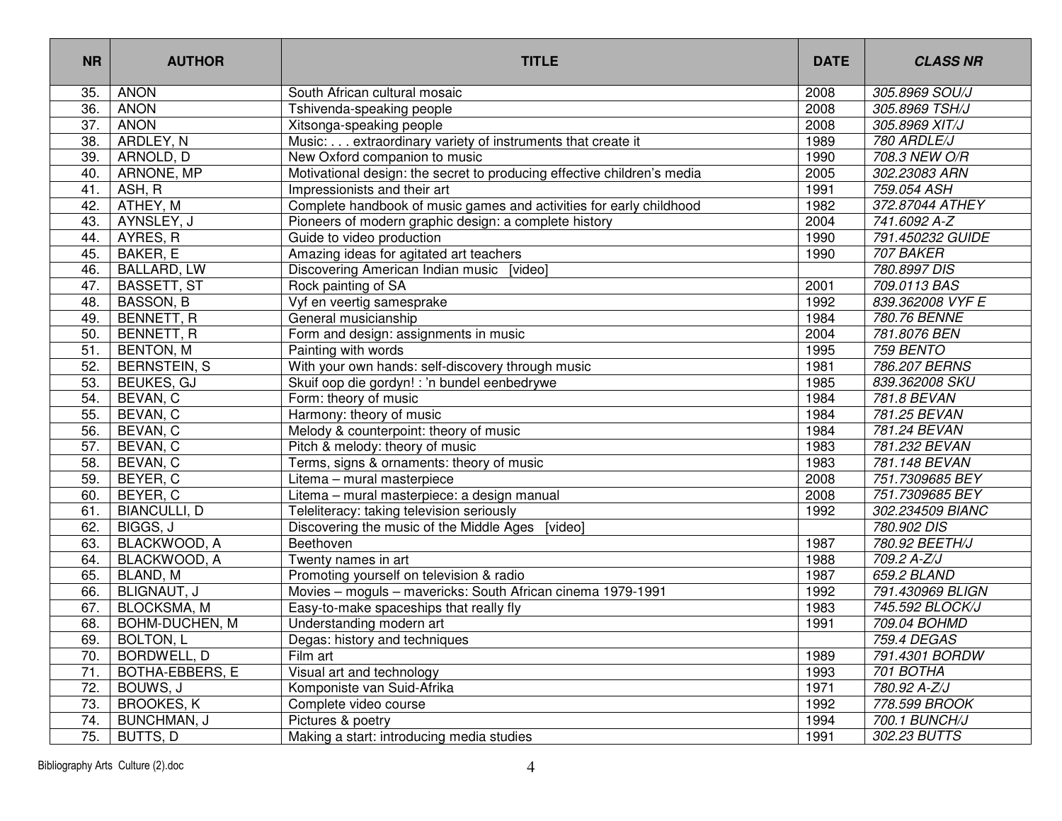| NR | AUTHOR | TITLE | DATE | *CLASS NR* |
|---|---|---|---|---|
| 35. | ANON | South African cultural mosaic | 2008 | *305.8969 SOU/J* |
| 36. | ANON | Tshivenda-speaking people | 2008 | *305.8969 TSH/J* |
| 37. | ANON | Xitsonga-speaking people | 2008 | *305.8969 XIT/J* |
| 38. | ARDLEY, N | Music: . . . extraordinary variety of instruments that create it | 1989 | *780 ARDLE/J* |
| 39. | ARNOLD, D | New Oxford companion to music | 1990 | *708.3 NEW O/R* |
| 40. | ARNONE, MP | Motivational design: the secret to producing effective children's media | 2005 | *302.23083 ARN* |
| 41. | ASH, R | Impressionists and their art | 1991 | *759.054 ASH* |
| 42. | ATHEY, M | Complete handbook of music games and activities for early childhood | 1982 | *372.87044 ATHEY* |
| 43. | AYNSLEY, J | Pioneers of modern graphic design: a complete history | 2004 | *741.6092 A-Z* |
| 44. | AYRES, R | Guide to video production | 1990 | *791.450232 GUIDE* |
| 45. | BAKER, E | Amazing ideas for agitated art teachers | 1990 | *707 BAKER* |
| 46. | BALLARD, LW | Discovering American Indian music [video] | | *780.8997 DIS* |
| 47. | BASSETT, ST | Rock painting of SA | 2001 | *709.0113 BAS* |
| 48. | BASSON, B | Vyf en veertig samesprake | 1992 | *839.362008 VYF E* |
| 49. | BENNETT, R | General musicianship | 1984 | *780.76 BENNE* |
| 50. | BENNETT, R | Form and design: assignments in music | 2004 | *781.8076 BEN* |
| 51. | BENTON, M | Painting with words | 1995 | *759 BENTO* |
| 52. | BERNSTEIN, S | With your own hands: self-discovery through music | 1981 | *786.207 BERNS* |
| 53. | BEUKES, GJ | Skuif oop die gordyn! : 'n bundel eenbedrywe | 1985 | *839.362008 SKU* |
| 54. | BEVAN, C | Form: theory of music | 1984 | *781.8 BEVAN* |
| 55. | BEVAN, C | Harmony: theory of music | 1984 | *781.25 BEVAN* |
| 56. | BEVAN, C | Melody & counterpoint: theory of music | 1984 | *781.24 BEVAN* |
| 57. | BEVAN, C | Pitch & melody: theory of music | 1983 | *781.232 BEVAN* |
| 58. | BEVAN, C | Terms, signs & ornaments: theory of music | 1983 | *781.148 BEVAN* |
| 59. | BEYER, C | Litema – mural masterpiece | 2008 | *751.7309685 BEY* |
| 60. | BEYER, C | Litema – mural masterpiece: a design manual | 2008 | *751.7309685 BEY* |
| 61. | BIANCULLI, D | Teleliteracy: taking television seriously | 1992 | *302.234509 BIANC* |
| 62. | BIGGS, J | Discovering the music of the Middle Ages [video] | | *780.902 DIS* |
| 63. | BLACKWOOD, A | Beethoven | 1987 | *780.92 BEETH/J* |
| 64. | BLACKWOOD, A | Twenty names in art | 1988 | *709.2 A-Z/J* |
| 65. | BLAND, M | Promoting yourself on television & radio | 1987 | *659.2 BLAND* |
| 66. | BLIGNAUT, J | Movies – moguls – mavericks: South African cinema 1979-1991 | 1992 | *791.430969 BLIGN* |
| 67. | BLOCKSMA, M | Easy-to-make spaceships that really fly | 1983 | *745.592 BLOCK/J* |
| 68. | BOHM-DUCHEN, M | Understanding modern art | 1991 | *709.04 BOHMD* |
| 69. | BOLTON, L | Degas: history and techniques | | *759.4 DEGAS* |
| 70. | BORDWELL, D | Film art | 1989 | *791.4301 BORDW* |
| 71. | BOTHA-EBBERS, E | Visual art and technology | 1993 | *701 BOTHA* |
| 72. | BOUWS, J | Komponiste van Suid-Afrika | 1971 | *780.92 A-Z/J* |
| 73. | BROOKES, K | Complete video course | 1992 | *778.599 BROOK* |
| 74. | BUNCHMAN, J | Pictures & poetry | 1994 | *700.1 BUNCH/J* |
| 75. | BUTTS, D | Making a start: introducing media studies | 1991 | *302.23 BUTTS* |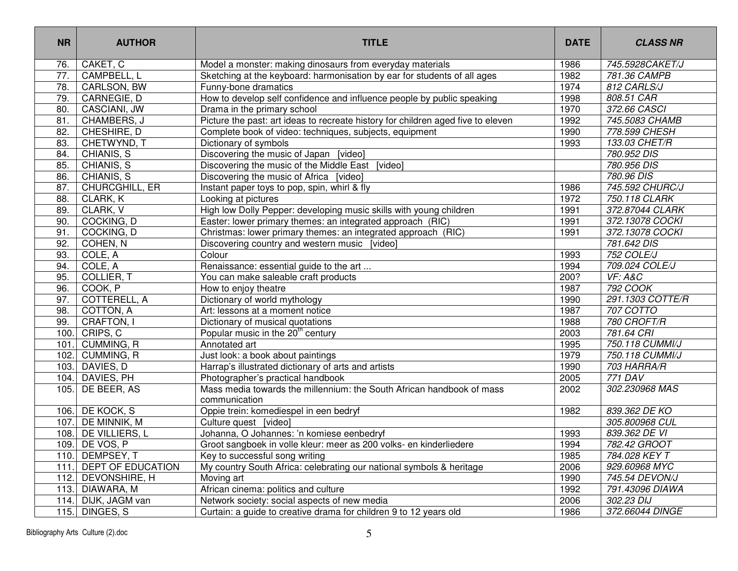| NR | AUTHOR | TITLE | DATE | *CLASS NR* |
|---|---|---|---|---|
| 76. | CAKET, C | Model a monster: making dinosaurs from everyday materials | 1986 | *745.5928CAKET/J* |
| 77. | CAMPBELL, L | Sketching at the keyboard: harmonisation by ear for students of all ages | 1982 | *781.36 CAMPB* |
| 78. | CARLSON, BW | Funny-bone dramatics | 1974 | *812 CARLS/J* |
| 79. | CARNEGIE, D | How to develop self confidence and influence people by public speaking | 1998 | *808.51 CAR* |
| 80. | CASCIANI, JW | Drama in the primary school | 1970 | *372.66 CASCI* |
| 81. | CHAMBERS, J | Picture the past: art ideas to recreate history for children aged five to eleven | 1992 | *745.5083 CHAMB* |
| 82. | CHESHIRE, D | Complete book of video: techniques, subjects, equipment | 1990 | *778.599 CHESH* |
| 83. | CHETWYND, T | Dictionary of symbols | 1993 | *133.03 CHET/R* |
| 84. | CHIANIS, S | Discovering the music of Japan [video] | | *780.952 DIS* |
| 85. | CHIANIS, S | Discovering the music of the Middle East [video] | | *780.956 DIS* |
| 86. | CHIANIS, S | Discovering the music of Africa [video] | | *780.96 DIS* |
| 87. | CHURCGHILL, ER | Instant paper toys to pop, spin, whirl & fly | 1986 | *745.592 CHURC/J* |
| 88. | CLARK, K | Looking at pictures | 1972 | *750.118 CLARK* |
| 89. | CLARK, V | High low Dolly Pepper: developing music skills with young children | 1991 | *372.87044 CLARK* |
| 90. | COCKING, D | Easter: lower primary themes: an integrated approach (RIC) | 1991 | *372.13078 COCKI* |
| 91. | COCKING, D | Christmas: lower primary themes: an integrated approach (RIC) | 1991 | *372.13078 COCKI* |
| 92. | COHEN, N | Discovering country and western music [video] | | *781.642 DIS* |
| 93. | COLE, A | Colour | 1993 | *752 COLE/J* |
| 94. | COLE, A | Renaissance: essential guide to the art ... | 1994 | *709.024 COLE/J* |
| 95. | COLLIER, T | You can make saleable craft products | 200? | *VF: A&C* |
| 96. | COOK, P | How to enjoy theatre | 1987 | *792 COOK* |
| 97. | COTTERELL, A | Dictionary of world mythology | 1990 | *291.1303 COTTE/R* |
| 98. | COTTON, A | Art: lessons at a moment notice | 1987 | *707 COTTO* |
| 99. | CRAFTON, I | Dictionary of musical quotations | 1988 | *780 CROFT/R* |
| 100. | CRIPS, C | Popular music in the 20th century | 2003 | *781.64 CRI* |
| 101. | CUMMING, R | Annotated art | 1995 | *750.118 CUMMI/J* |
| 102. | CUMMING, R | Just look: a book about paintings | 1979 | *750.118 CUMMI/J* |
| 103. | DAVIES, D | Harrap's illustrated dictionary of arts and artists | 1990 | *703 HARRA/R* |
| 104. | DAVIES, PH | Photographer's practical handbook | 2005 | *771 DAV* |
| 105. | DE BEER, AS | Mass media towards the millennium: the South African handbook of mass communication | 2002 | *302.230968 MAS* |
| 106. | DE KOCK, S | Oppie trein: komediespel in een bedryf | 1982 | *839.362 DE KO* |
| 107. | DE MINNIK, M | Culture quest [video] | | *305.800968 CUL* |
| 108. | DE VILLIERS, L | Johanna, O Johannes: 'n komiese eenbedryf | 1993 | *839.362 DE VI* |
| 109. | DE VOS, P | Groot sangboek in volle kleur: meer as 200 volks- en kinderliedere | 1994 | *782.42 GROOT* |
| 110. | DEMPSEY, T | Key to successful song writing | 1985 | *784.028 KEY T* |
| 111. | DEPT OF EDUCATION | My country South Africa: celebrating our national symbols & heritage | 2006 | *929.60968 MYC* |
| 112. | DEVONSHIRE, H | Moving art | 1990 | *745.54 DEVON/J* |
| 113. | DIAWARA, M | African cinema: politics and culture | 1992 | *791.43096 DIAWA* |
| 114. | DIJK, JAGM van | Network society: social aspects of new media | 2006 | *302.23 DIJ* |
| 115. | DINGES, S | Curtain: a guide to creative drama for children 9 to 12 years old | 1986 | *372.66044 DINGE* |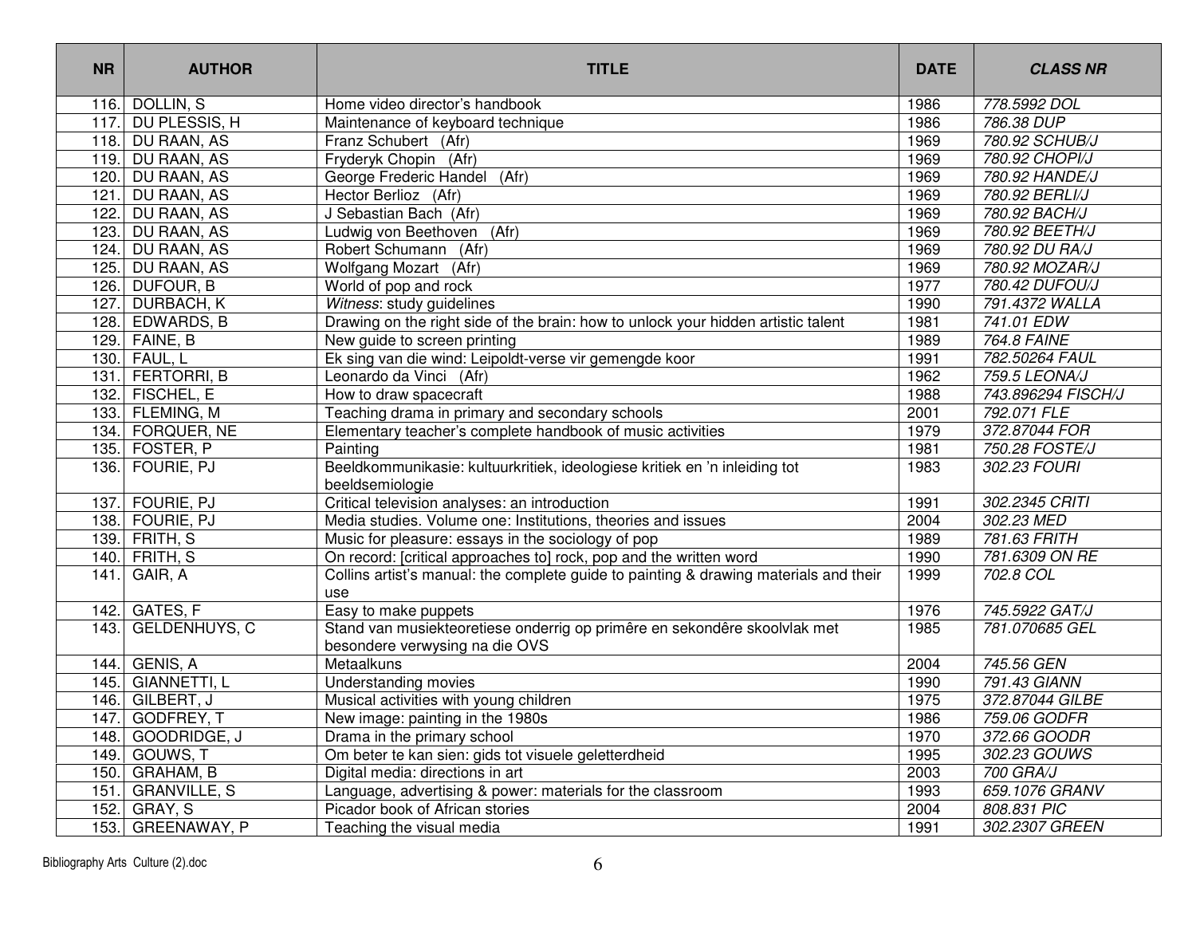| NR | AUTHOR | TITLE | DATE | *CLASS NR* |
|---|---|---|---|---|
| 116. | DOLLIN, S | Home video director's handbook | 1986 | *778.5992 DOL* |
| 117. | DU PLESSIS, H | Maintenance of keyboard technique | 1986 | *786.38 DUP* |
| 118. | DU RAAN, AS | Franz Schubert (Afr) | 1969 | *780.92 SCHUB/J* |
| 119. | DU RAAN, AS | Fryderyk Chopin (Afr) | 1969 | *780.92 CHOPI/J* |
| 120. | DU RAAN, AS | George Frederic Handel (Afr) | 1969 | *780.92 HANDE/J* |
| 121. | DU RAAN, AS | Hector Berlioz (Afr) | 1969 | *780.92 BERLI/J* |
| 122. | DU RAAN, AS | J Sebastian Bach (Afr) | 1969 | *780.92 BACH/J* |
| 123. | DU RAAN, AS | Ludwig von Beethoven (Afr) | 1969 | *780.92 BEETH/J* |
| 124. | DU RAAN, AS | Robert Schumann (Afr) | 1969 | *780.92 DU RA/J* |
| 125. | DU RAAN, AS | Wolfgang Mozart (Afr) | 1969 | *780.92 MOZAR/J* |
| 126. | DUFOUR, B | World of pop and rock | 1977 | *780.42 DUFOU/J* |
| 127. | DURBACH, K | *Witness*: study guidelines | 1990 | *791.4372 WALLA* |
| 128. | EDWARDS, B | Drawing on the right side of the brain: how to unlock your hidden artistic talent | 1981 | *741.01 EDW* |
| 129. | FAINE, B | New guide to screen printing | 1989 | *764.8 FAINE* |
| 130. | FAUL, L | Ek sing van die wind: Leipoldt-verse vir gemengde koor | 1991 | *782.50264 FAUL* |
| 131. | FERTORRI, B | Leonardo da Vinci (Afr) | 1962 | *759.5 LEONA/J* |
| 132. | FISCHEL, E | How to draw spacecraft | 1988 | *743.896294 FISCH/J* |
| 133. | FLEMING, M | Teaching drama in primary and secondary schools | 2001 | *792.071 FLE* |
| 134. | FORQUER, NE | Elementary teacher's complete handbook of music activities | 1979 | *372.87044 FOR* |
| 135. | FOSTER, P | Painting | 1981 | *750.28 FOSTE/J* |
| 136. | FOURIE, PJ | Beeldkommunikasie: kultuurkritiek, ideologiese kritiek en 'n inleiding tot beeldsemiologie | 1983 | *302.23 FOURI* |
| 137. | FOURIE, PJ | Critical television analyses: an introduction | 1991 | *302.2345 CRITI* |
| 138. | FOURIE, PJ | Media studies. Volume one: Institutions, theories and issues | 2004 | *302.23 MED* |
| 139. | FRITH, S | Music for pleasure: essays in the sociology of pop | 1989 | *781.63 FRITH* |
| 140. | FRITH, S | On record: [critical approaches to] rock, pop and the written word | 1990 | *781.6309 ON RE* |
| 141. | GAIR, A | Collins artist's manual: the complete guide to painting & drawing materials and their use | 1999 | *702.8 COL* |
| 142. | GATES, F | Easy to make puppets | 1976 | *745.5922 GAT/J* |
| 143. | GELDENHUYS, C | Stand van musiekteoretiese onderrig op primêre en sekondêre skoolvlak met besondere verwysing na die OVS | 1985 | *781.070685 GEL* |
| 144. | GENIS, A | Metaalkuns | 2004 | *745.56 GEN* |
| 145. | GIANNETTI, L | Understanding movies | 1990 | *791.43 GIANN* |
| 146. | GILBERT, J | Musical activities with young children | 1975 | *372.87044 GILBE* |
| 147. | GODFREY, T | New image: painting in the 1980s | 1986 | *759.06 GODFR* |
| 148. | GOODRIDGE, J | Drama in the primary school | 1970 | *372.66 GOODR* |
| 149. | GOUWS, T | Om beter te kan sien: gids tot visuele geletterdheid | 1995 | *302.23 GOUWS* |
| 150. | GRAHAM, B | Digital media: directions in art | 2003 | *700 GRA/J* |
| 151. | GRANVILLE, S | Language, advertising & power: materials for the classroom | 1993 | *659.1076 GRANV* |
| 152. | GRAY, S | Picador book of African stories | 2004 | *808.831 PIC* |
| 153. | GREENAWAY, P | Teaching the visual media | 1991 | *302.2307 GREEN* |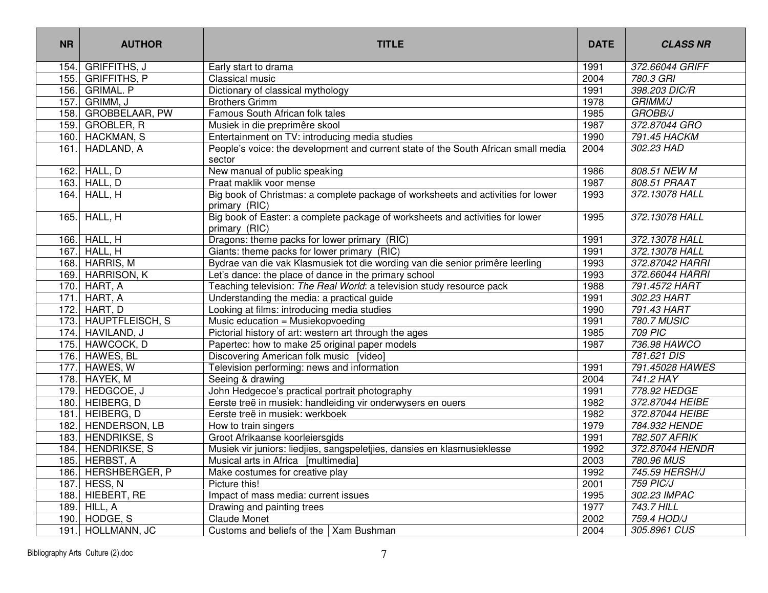| NR | AUTHOR | TITLE | DATE | *CLASS NR* |
|---|---|---|---|---|
| 154. | GRIFFITHS, J | Early start to drama | 1991 | *372.66044 GRIFF* |
| 155. | GRIFFITHS, P | Classical music | 2004 | *780.3 GRI* |
| 156. | GRIMAL. P | Dictionary of classical mythology | 1991 | *398.203 DIC/R* |
| 157. | GRIMM, J | Brothers Grimm | 1978 | *GRIMM/J* |
| 158. | GROBBELAAR, PW | Famous South African folk tales | 1985 | *GROBB/J* |
| 159. | GROBLER, R | Musiek in die preprimêre skool | 1987 | *372.87044 GRO* |
| 160. | HACKMAN, S | Entertainment on TV: introducing media studies | 1990 | *791.45 HACKM* |
| 161. | HADLAND, A | People's voice: the development and current state of the South African small media sector | 2004 | *302.23 HAD* |
| 162. | HALL, D | New manual of public speaking | 1986 | *808.51 NEW M* |
| 163. | HALL, D | Praat maklik voor mense | 1987 | *808.51 PRAAT* |
| 164. | HALL, H | Big book of Christmas: a complete package of worksheets and activities for lower primary (RIC) | 1993 | *372.13078 HALL* |
| 165. | HALL, H | Big book of Easter: a complete package of worksheets and activities for lower primary (RIC) | 1995 | *372.13078 HALL* |
| 166. | HALL, H | Dragons: theme packs for lower primary (RIC) | 1991 | *372.13078 HALL* |
| 167. | HALL, H | Giants: theme packs for lower primary (RIC) | 1991 | *372.13078 HALL* |
| 168. | HARRIS, M | Bydrae van die vak Klasmusiek tot die wording van die senior primêre leerling | 1993 | *372.87042 HARRI* |
| 169. | HARRISON, K | Let's dance: the place of dance in the primary school | 1993 | *372.66044 HARRI* |
| 170. | HART, A | Teaching television: *The Real World*: a television study resource pack | 1988 | *791.4572 HART* |
| 171. | HART, A | Understanding the media: a practical guide | 1991 | *302.23 HART* |
| 172. | HART, D | Looking at films: introducing media studies | 1990 | *791.43 HART* |
| 173. | HAUPTFLEISCH, S | Music education = Musiekopvoeding | 1991 | *780.7 MUSIC* |
| 174. | HAVILAND, J | Pictorial history of art: western art through the ages | 1985 | *709 PIC* |
| 175. | HAWCOCK, D | Papertec: how to make 25 original paper models | 1987 | *736.98 HAWCO* |
| 176. | HAWES, BL | Discovering American folk music [video] | | *781.621 DIS* |
| 177. | HAWES, W | Television performing: news and information | 1991 | *791.45028 HAWES* |
| 178. | HAYEK, M | Seeing & drawing | 2004 | *741.2 HAY* |
| 179. | HEDGCOE, J | John Hedgecoe's practical portrait photography | 1991 | *778.92 HEDGE* |
| 180. | HEIBERG, D | Eerste treë in musiek: handleiding vir onderwysers en ouers | 1982 | *372.87044 HEIBE* |
| 181. | HEIBERG, D | Eerste treë in musiek: werkboek | 1982 | *372.87044 HEIBE* |
| 182. | HENDERSON, LB | How to train singers | 1979 | *784.932 HENDE* |
| 183. | HENDRIKSE, S | Groot Afrikaanse koorleiersgids | 1991 | *782.507 AFRIK* |
| 184. | HENDRIKSE, S | Musiek vir juniors: liedjies, sangspeletjies, dansies en klasmusieklesse | 1992 | *372.87044 HENDR* |
| 185. | HERBST, A | Musical arts in Africa [multimedia] | 2003 | *780.96 MUS* |
| 186. | HERSHBERGER, P | Make costumes for creative play | 1992 | *745.59 HERSH/J* |
| 187. | HESS, N | Picture this! | 2001 | *759 PIC/J* |
| 188. | HIEBERT, RE | Impact of mass media: current issues | 1995 | *302.23 IMPAC* |
| 189. | HILL, A | Drawing and painting trees | 1977 | *743.7 HILL* |
| 190. | HODGE, S | Claude Monet | 2002 | *759.4 HOD/J* |
| 191. | HOLLMANN, JC | Customs and beliefs of the \|Xam Bushman | 2004 | *305.8961 CUS* |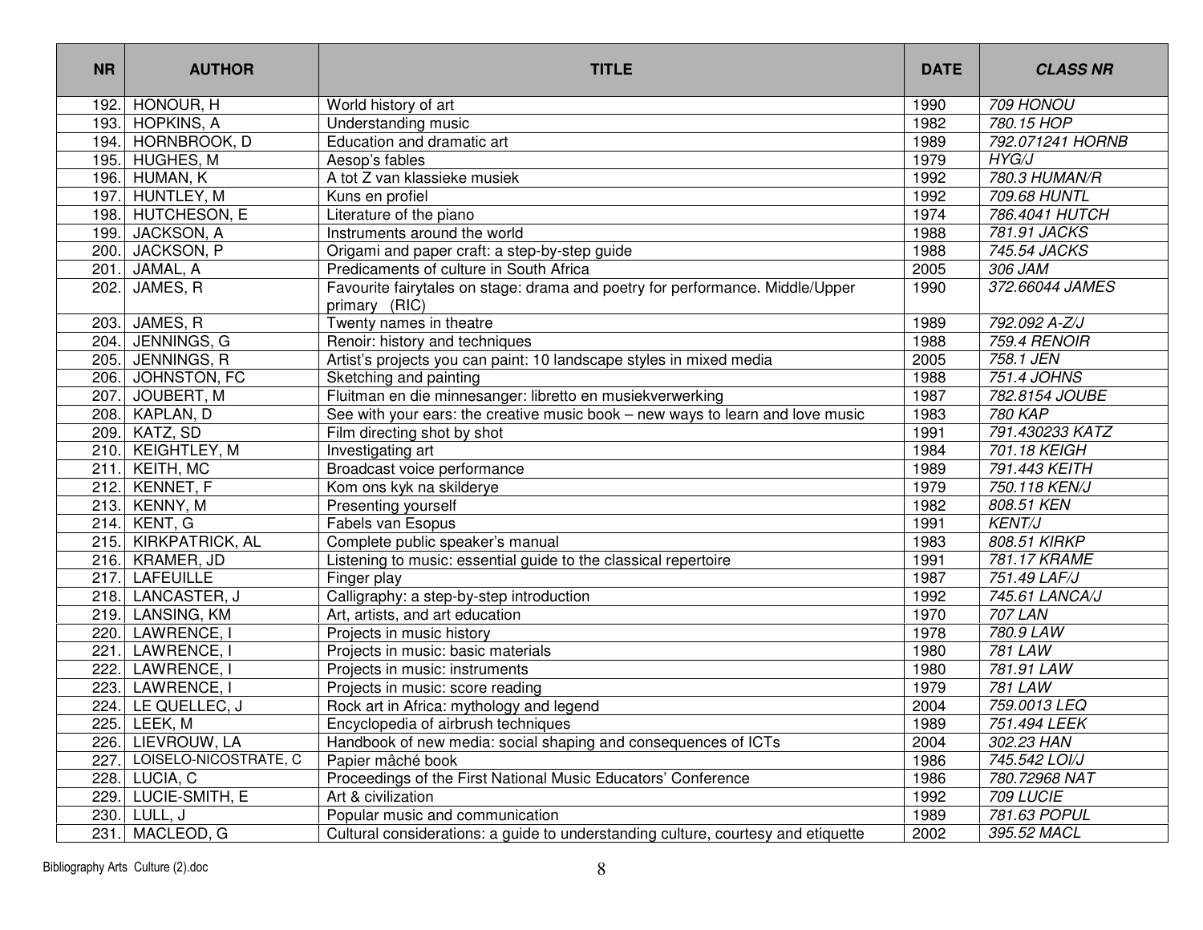| NR | AUTHOR | TITLE | DATE | *CLASS NR* |
|---|---|---|---|---|
| 192. | HONOUR, H | World history of art | 1990 | *709 HONOU* |
| 193. | HOPKINS, A | Understanding music | 1982 | *780.15 HOP* |
| 194. | HORNBROOK, D | Education and dramatic art | 1989 | *792.071241 HORNB* |
| 195. | HUGHES, M | Aesop's fables | 1979 | *HYG/J* |
| 196. | HUMAN, K | A tot Z van klassieke musiek | 1992 | *780.3 HUMAN/R* |
| 197. | HUNTLEY, M | Kuns en profiel | 1992 | *709.68 HUNTL* |
| 198. | HUTCHESON, E | Literature of the piano | 1974 | *786.4041 HUTCH* |
| 199. | JACKSON, A | Instruments around the world | 1988 | *781.91 JACKS* |
| 200. | JACKSON, P | Origami and paper craft: a step-by-step guide | 1988 | *745.54 JACKS* |
| 201. | JAMAL, A | Predicaments of culture in South Africa | 2005 | *306 JAM* |
| 202. | JAMES, R | Favourite fairytales on stage: drama and poetry for performance. Middle/Upper primary (RIC) | 1990 | *372.66044 JAMES* |
| 203. | JAMES, R | Twenty names in theatre | 1989 | *792.092 A-Z/J* |
| 204. | JENNINGS, G | Renoir: history and techniques | 1988 | *759.4 RENOIR* |
| 205. | JENNINGS, R | Artist's projects you can paint: 10 landscape styles in mixed media | 2005 | *758.1 JEN* |
| 206. | JOHNSTON, FC | Sketching and painting | 1988 | *751.4 JOHNS* |
| 207. | JOUBERT, M | Fluitman en die minnesanger: libretto en musiekverwerking | 1987 | *782.8154 JOUBE* |
| 208. | KAPLAN, D | See with your ears: the creative music book – new ways to learn and love music | 1983 | *780 KAP* |
| 209. | KATZ, SD | Film directing shot by shot | 1991 | *791.430233 KATZ* |
| 210. | KEIGHTLEY, M | Investigating art | 1984 | *701.18 KEIGH* |
| 211. | KEITH, MC | Broadcast voice performance | 1989 | *791.443 KEITH* |
| 212. | KENNET, F | Kom ons kyk na skilderye | 1979 | *750.118 KEN/J* |
| 213. | KENNY, M | Presenting yourself | 1982 | *808.51 KEN* |
| 214. | KENT, G | Fabels van Esopus | 1991 | *KENT/J* |
| 215. | KIRKPATRICK, AL | Complete public speaker's manual | 1983 | *808.51 KIRKP* |
| 216. | KRAMER, JD | Listening to music: essential guide to the classical repertoire | 1991 | *781.17 KRAME* |
| 217. | LAFEUILLE | Finger play | 1987 | *751.49 LAF/J* |
| 218. | LANCASTER, J | Calligraphy: a step-by-step introduction | 1992 | *745.61 LANCA/J* |
| 219. | LANSING, KM | Art, artists, and art education | 1970 | *707 LAN* |
| 220. | LAWRENCE, I | Projects in music history | 1978 | *780.9 LAW* |
| 221. | LAWRENCE, I | Projects in music: basic materials | 1980 | *781 LAW* |
| 222. | LAWRENCE, I | Projects in music: instruments | 1980 | *781.91 LAW* |
| 223. | LAWRENCE, I | Projects in music: score reading | 1979 | *781 LAW* |
| 224. | LE QUELLEC, J | Rock art in Africa: mythology and legend | 2004 | *759.0013 LEQ* |
| 225. | LEEK, M | Encyclopedia of airbrush techniques | 1989 | *751.494 LEEK* |
| 226. | LIEVROUW, LA | Handbook of new media: social shaping and consequences of ICTs | 2004 | *302.23 HAN* |
| 227. | LOISELO-NICOSTRATE, C | Papier mâché book | 1986 | *745.542 LOI/J* |
| 228. | LUCIA, C | Proceedings of the First National Music Educators' Conference | 1986 | *780.72968 NAT* |
| 229. | LUCIE-SMITH, E | Art & civilization | 1992 | *709 LUCIE* |
| 230. | LULL, J | Popular music and communication | 1989 | *781.63 POPUL* |
| 231. | MACLEOD, G | Cultural considerations: a guide to understanding culture, courtesy and etiquette | 2002 | *395.52 MACL* |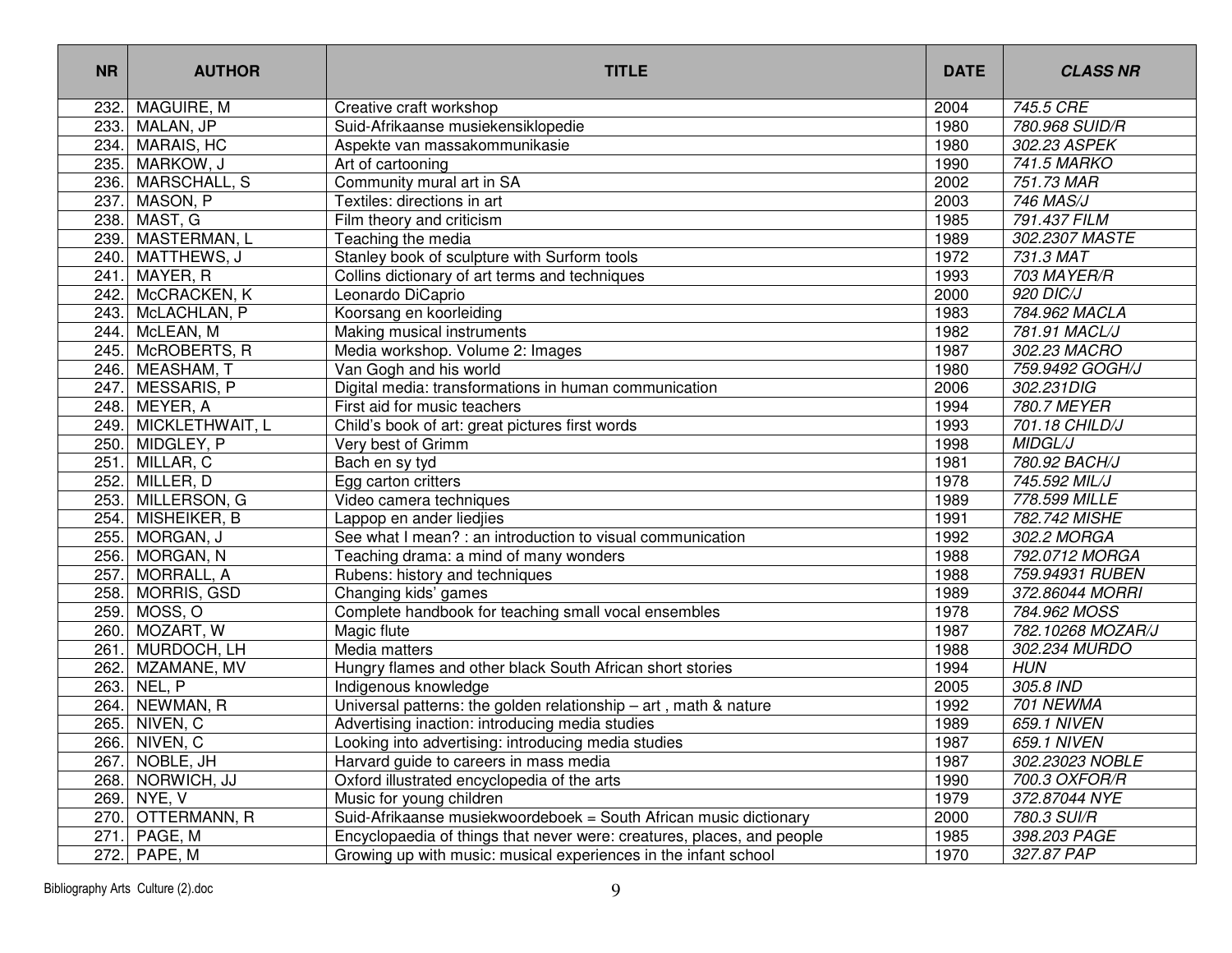| NR | AUTHOR | TITLE | DATE | CLASS NR |
|---|---|---|---|---|
| 232. | MAGUIRE, M | Creative craft workshop | 2004 | *745.5 CRE* |
| 233. | MALAN, JP | Suid-Afrikaanse musiekensiklopedie | 1980 | *780.968 SUID/R* |
| 234. | MARAIS, HC | Aspekte van massakommunikasie | 1980 | *302.23 ASPEK* |
| 235. | MARKOW, J | Art of cartooning | 1990 | *741.5 MARKO* |
| 236. | MARSCHALL, S | Community mural art in SA | 2002 | *751.73 MAR* |
| 237. | MASON, P | Textiles: directions in art | 2003 | *746 MAS/J* |
| 238. | MAST, G | Film theory and criticism | 1985 | *791.437 FILM* |
| 239. | MASTERMAN, L | Teaching the media | 1989 | *302.2307 MASTE* |
| 240. | MATTHEWS, J | Stanley book of sculpture with Surform tools | 1972 | *731.3 MAT* |
| 241. | MAYER, R | Collins dictionary of art terms and techniques | 1993 | *703 MAYER/R* |
| 242. | McCRACKEN, K | Leonardo DiCaprio | 2000 | *920 DIC/J* |
| 243. | McLACHLAN, P | Koorsang en koorleiding | 1983 | *784.962 MACLA* |
| 244. | McLEAN, M | Making musical instruments | 1982 | *781.91 MACL/J* |
| 245. | McROBERTS, R | Media workshop. Volume 2: Images | 1987 | *302.23 MACRO* |
| 246. | MEASHAM, T | Van Gogh and his world | 1980 | *759.9492 GOGH/J* |
| 247. | MESSARIS, P | Digital media: transformations in human communication | 2006 | *302.231DIG* |
| 248. | MEYER, A | First aid for music teachers | 1994 | *780.7 MEYER* |
| 249. | MICKLETHWAIT, L | Child's book of art: great pictures first words | 1993 | *701.18 CHILD/J* |
| 250. | MIDGLEY, P | Very best of Grimm | 1998 | *MIDGL/J* |
| 251. | MILLAR, C | Bach en sy tyd | 1981 | *780.92 BACH/J* |
| 252. | MILLER, D | Egg carton critters | 1978 | *745.592 MIL/J* |
| 253. | MILLERSON, G | Video camera techniques | 1989 | *778.599 MILLE* |
| 254. | MISHEIKER, B | Lappop en ander liedjies | 1991 | *782.742 MISHE* |
| 255. | MORGAN, J | See what I mean? : an introduction to visual communication | 1992 | *302.2 MORGA* |
| 256. | MORGAN, N | Teaching drama: a mind of many wonders | 1988 | *792.0712 MORGA* |
| 257. | MORRALL, A | Rubens: history and techniques | 1988 | *759.94931 RUBEN* |
| 258. | MORRIS, GSD | Changing kids' games | 1989 | *372.86044 MORRI* |
| 259. | MOSS, O | Complete handbook for teaching small vocal ensembles | 1978 | *784.962 MOSS* |
| 260. | MOZART, W | Magic flute | 1987 | *782.10268 MOZAR/J* |
| 261. | MURDOCH, LH | Media matters | 1988 | *302.234 MURDO* |
| 262. | MZAMANE, MV | Hungry flames and other black South African short stories | 1994 | *HUN* |
| 263. | NEL, P | Indigenous knowledge | 2005 | *305.8 IND* |
| 264. | NEWMAN, R | Universal patterns: the golden relationship – art , math & nature | 1992 | *701 NEWMA* |
| 265. | NIVEN, C | Advertising inaction: introducing media studies | 1989 | *659.1 NIVEN* |
| 266. | NIVEN, C | Looking into advertising: introducing media studies | 1987 | *659.1 NIVEN* |
| 267. | NOBLE, JH | Harvard guide to careers in mass media | 1987 | *302.23023 NOBLE* |
| 268. | NORWICH, JJ | Oxford illustrated encyclopedia of the arts | 1990 | *700.3 OXFOR/R* |
| 269. | NYE, V | Music for young children | 1979 | *372.87044 NYE* |
| 270. | OTTERMANN, R | Suid-Afrikaanse musiekwoordeboek = South African music dictionary | 2000 | *780.3 SUI/R* |
| 271. | PAGE, M | Encyclopaedia of things that never were: creatures, places, and people | 1985 | *398.203 PAGE* |
| 272. | PAPE, M | Growing up with music: musical experiences in the infant school | 1970 | *327.87 PAP* |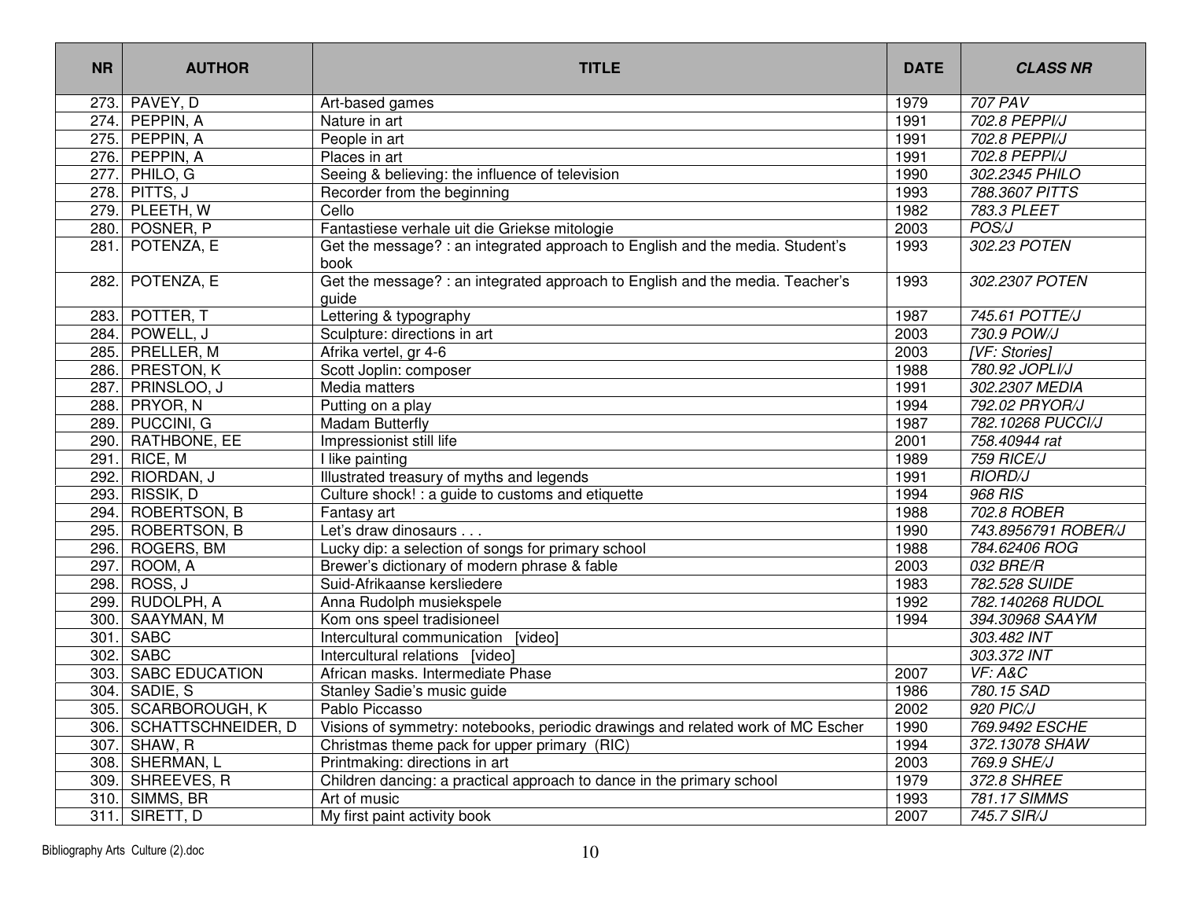| NR | AUTHOR | TITLE | DATE | *CLASS NR* |
|---|---|---|---|---|
| 273. | PAVEY, D | Art-based games | 1979 | *707 PAV* |
| 274. | PEPPIN, A | Nature in art | 1991 | *702.8 PEPPI/J* |
| 275. | PEPPIN, A | People in art | 1991 | *702.8 PEPPI/J* |
| 276. | PEPPIN, A | Places in art | 1991 | *702.8 PEPPI/J* |
| 277. | PHILO, G | Seeing & believing: the influence of television | 1990 | *302.2345 PHILO* |
| 278. | PITTS, J | Recorder from the beginning | 1993 | *788.3607 PITTS* |
| 279. | PLEETH, W | Cello | 1982 | *783.3 PLEET* |
| 280. | POSNER, P | Fantastiese verhale uit die Griekse mitologie | 2003 | *POS/J* |
| 281. | POTENZA, E | Get the message? : an integrated approach to English and the media. Student's book | 1993 | *302.23 POTEN* |
| 282. | POTENZA, E | Get the message? : an integrated approach to English and the media. Teacher's guide | 1993 | *302.2307 POTEN* |
| 283. | POTTER, T | Lettering & typography | 1987 | *745.61 POTTE/J* |
| 284. | POWELL, J | Sculpture: directions in art | 2003 | *730.9 POW/J* |
| 285. | PRELLER, M | Afrika vertel, gr 4-6 | 2003 | *[VF: Stories]* |
| 286. | PRESTON, K | Scott Joplin: composer | 1988 | *780.92 JOPLI/J* |
| 287. | PRINSLOO, J | Media matters | 1991 | *302.2307 MEDIA* |
| 288. | PRYOR, N | Putting on a play | 1994 | *792.02 PRYOR/J* |
| 289. | PUCCINI, G | Madam Butterfly | 1987 | *782.10268 PUCCI/J* |
| 290. | RATHBONE, EE | Impressionist still life | 2001 | *758.40944 rat* |
| 291. | RICE, M | I like painting | 1989 | *759 RICE/J* |
| 292. | RIORDAN, J | Illustrated treasury of myths and legends | 1991 | *RIORD/J* |
| 293. | RISSIK, D | Culture shock! : a guide to customs and etiquette | 1994 | *968 RIS* |
| 294. | ROBERTSON, B | Fantasy art | 1988 | *702.8 ROBER* |
| 295. | ROBERTSON, B | Let's draw dinosaurs . . . | 1990 | *743.8956791 ROBER/J* |
| 296. | ROGERS, BM | Lucky dip: a selection of songs for primary school | 1988 | *784.62406 ROG* |
| 297. | ROOM, A | Brewer's dictionary of modern phrase & fable | 2003 | *032 BRE/R* |
| 298. | ROSS, J | Suid-Afrikaanse kersliedere | 1983 | *782.528 SUIDE* |
| 299. | RUDOLPH, A | Anna Rudolph musiekspele | 1992 | *782.140268 RUDOL* |
| 300. | SAAYMAN, M | Kom ons speel tradisioneel | 1994 | *394.30968 SAAYM* |
| 301. | SABC | Intercultural communication [video] | | *303.482 INT* |
| 302. | SABC | Intercultural relations [video] | | *303.372 INT* |
| 303. | SABC EDUCATION | African masks. Intermediate Phase | 2007 | *VF: A&C* |
| 304. | SADIE, S | Stanley Sadie's music guide | 1986 | *780.15 SAD* |
| 305. | SCARBOROUGH, K | Pablo Piccasso | 2002 | *920 PIC/J* |
| 306. | SCHATTSCHNEIDER, D | Visions of symmetry: notebooks, periodic drawings and related work of MC Escher | 1990 | *769.9492 ESCHE* |
| 307. | SHAW, R | Christmas theme pack for upper primary (RIC) | 1994 | *372.13078 SHAW* |
| 308. | SHERMAN, L | Printmaking: directions in art | 2003 | *769.9 SHE/J* |
| 309. | SHREEVES, R | Children dancing: a practical approach to dance in the primary school | 1979 | *372.8 SHREE* |
| 310. | SIMMS, BR | Art of music | 1993 | *781.17 SIMMS* |
| 311. | SIRETT, D | My first paint activity book | 2007 | *745.7 SIR/J* |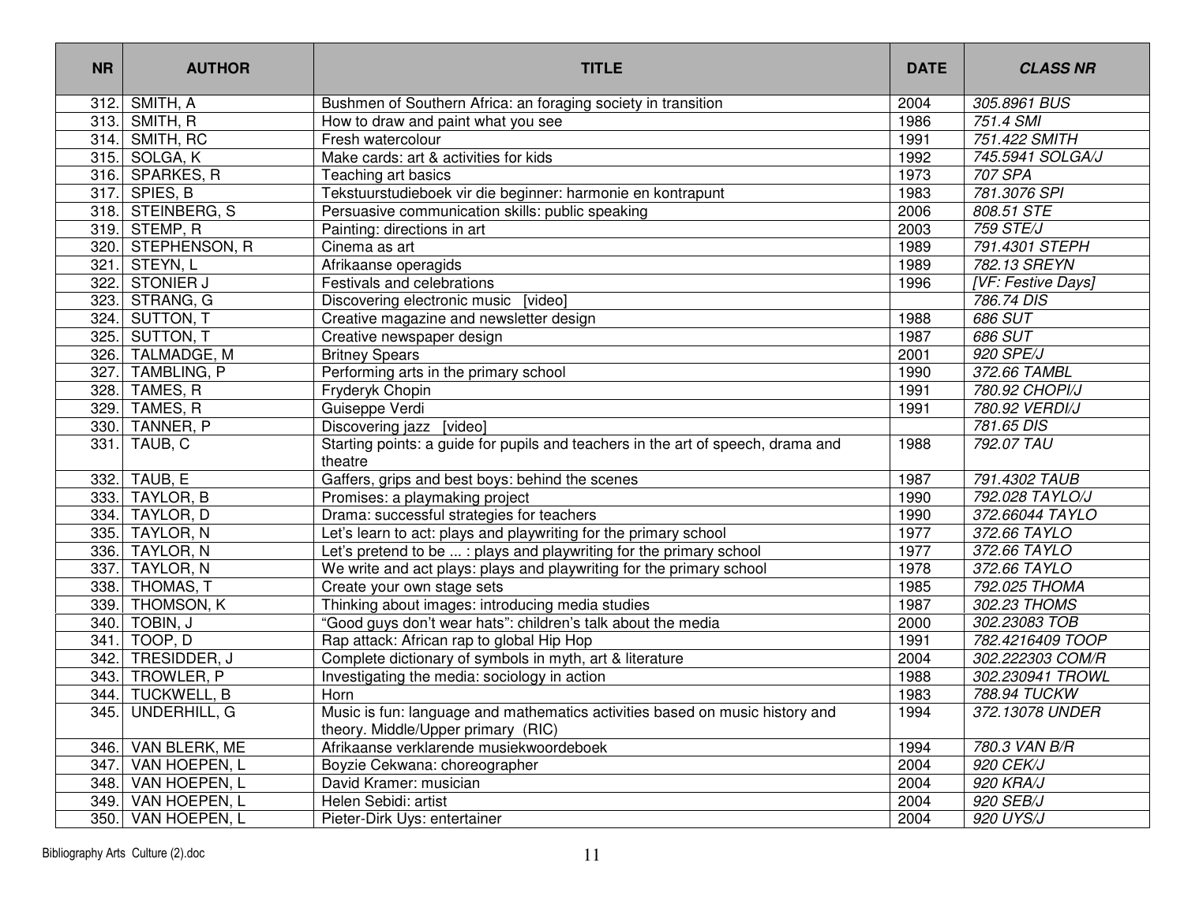| NR | AUTHOR | TITLE | DATE | *CLASS NR* |
|---|---|---|---|---|
| 312. | SMITH, A | Bushmen of Southern Africa: an foraging society in transition | 2004 | *305.8961 BUS* |
| 313. | SMITH, R | How to draw and paint what you see | 1986 | *751.4 SMI* |
| 314. | SMITH, RC | Fresh watercolour | 1991 | *751.422 SMITH* |
| 315. | SOLGA, K | Make cards: art & activities for kids | 1992 | *745.5941 SOLGA/J* |
| 316. | SPARKES, R | Teaching art basics | 1973 | *707 SPA* |
| 317. | SPIES, B | Tekstuurstudieboek vir die beginner: harmonie en kontrapunt | 1983 | *781.3076 SPI* |
| 318. | STEINBERG, S | Persuasive communication skills: public speaking | 2006 | *808.51 STE* |
| 319. | STEMP, R | Painting: directions in art | 2003 | *759 STE/J* |
| 320. | STEPHENSON, R | Cinema as art | 1989 | *791.4301 STEPH* |
| 321. | STEYN, L | Afrikaanse operagids | 1989 | *782.13 SREYN* |
| 322. | STONIER J | Festivals and celebrations | 1996 | *[VF: Festive Days]* |
| 323. | STRANG, G | Discovering electronic music [video] | | *786.74 DIS* |
| 324. | SUTTON, T | Creative magazine and newsletter design | 1988 | *686 SUT* |
| 325. | SUTTON, T | Creative newspaper design | 1987 | *686 SUT* |
| 326. | TALMADGE, M | Britney Spears | 2001 | *920 SPE/J* |
| 327. | TAMBLING, P | Performing arts in the primary school | 1990 | *372.66 TAMBL* |
| 328. | TAMES, R | Fryderyk Chopin | 1991 | *780.92 CHOPI/J* |
| 329. | TAMES, R | Guiseppe Verdi | 1991 | *780.92 VERDI/J* |
| 330. | TANNER, P | Discovering jazz [video] | | *781.65 DIS* |
| 331. | TAUB, C | Starting points: a guide for pupils and teachers in the art of speech, drama and theatre | 1988 | *792.07 TAU* |
| 332. | TAUB, E | Gaffers, grips and best boys: behind the scenes | 1987 | *791.4302 TAUB* |
| 333. | TAYLOR, B | Promises: a playmaking project | 1990 | *792.028 TAYLO/J* |
| 334. | TAYLOR, D | Drama: successful strategies for teachers | 1990 | *372.66044 TAYLO* |
| 335. | TAYLOR, N | Let's learn to act: plays and playwriting for the primary school | 1977 | *372.66 TAYLO* |
| 336. | TAYLOR, N | Let's pretend to be ... : plays and playwriting for the primary school | 1977 | *372.66 TAYLO* |
| 337. | TAYLOR, N | We write and act plays: plays and playwriting for the primary school | 1978 | *372.66 TAYLO* |
| 338. | THOMAS, T | Create your own stage sets | 1985 | *792.025 THOMA* |
| 339. | THOMSON, K | Thinking about images: introducing media studies | 1987 | *302.23 THOMS* |
| 340. | TOBIN, J | "Good guys don't wear hats": children's talk about the media | 2000 | *302.23083 TOB* |
| 341. | TOOP, D | Rap attack: African rap to global Hip Hop | 1991 | *782.4216409 TOOP* |
| 342. | TRESIDDER, J | Complete dictionary of symbols in myth, art & literature | 2004 | *302.222303 COM/R* |
| 343. | TROWLER, P | Investigating the media: sociology in action | 1988 | *302.230941 TROWL* |
| 344. | TUCKWELL, B | Horn | 1983 | *788.94 TUCKW* |
| 345. | UNDERHILL, G | Music is fun: language and mathematics activities based on music history and theory. Middle/Upper primary (RIC) | 1994 | *372.13078 UNDER* |
| 346. | VAN BLERK, ME | Afrikaanse verklarende musiekwoordeboek | 1994 | *780.3 VAN B/R* |
| 347. | VAN HOEPEN, L | Boyzie Cekwana: choreographer | 2004 | *920 CEK/J* |
| 348. | VAN HOEPEN, L | David Kramer: musician | 2004 | *920 KRA/J* |
| 349. | VAN HOEPEN, L | Helen Sebidi: artist | 2004 | *920 SEB/J* |
| 350. | VAN HOEPEN, L | Pieter-Dirk Uys: entertainer | 2004 | *920 UYS/J* |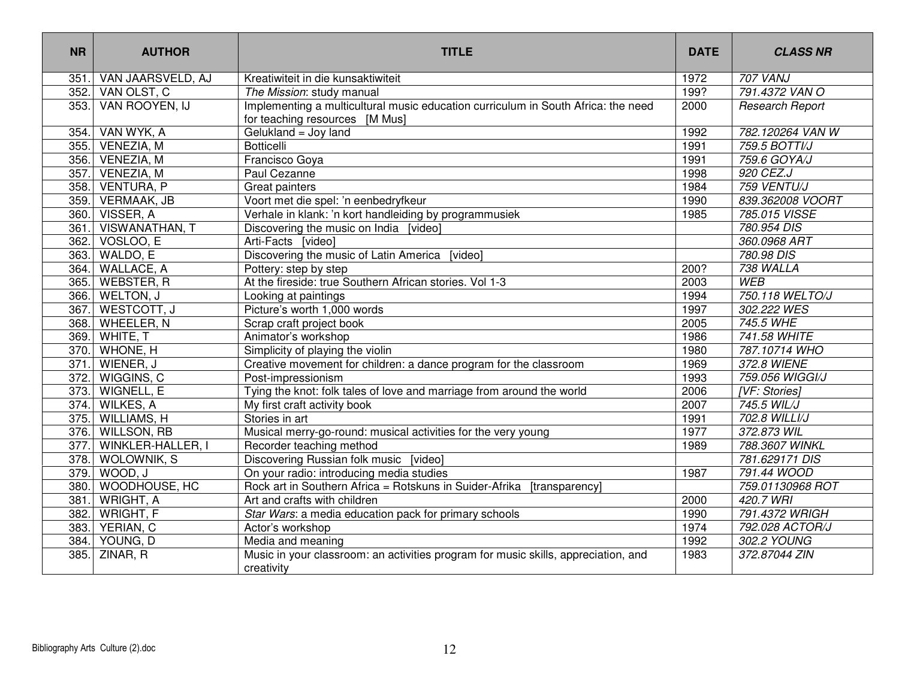| NR | AUTHOR | TITLE | DATE | *CLASS NR* |
|---|---|---|---|---|
| 351. | VAN JAARSVELD, AJ | Kreatiwiteit in die kunsaktiwiteit | 1972 | *707 VANJ* |
| 352. | VAN OLST, C | *The Mission*: study manual | 199? | *791.4372 VAN O* |
| 353. | VAN ROOYEN, IJ | Implementing a multicultural music education curriculum in South Africa: the need for teaching resources [M Mus] | 2000 | *Research Report* |
| 354. | VAN WYK, A | Gelukland = Joy land | 1992 | *782.120264 VAN W* |
| 355. | VENEZIA, M | Botticelli | 1991 | *759.5 BOTTI/J* |
| 356. | VENEZIA, M | Francisco Goya | 1991 | *759.6 GOYA/J* |
| 357. | VENEZIA, M | Paul Cezanne | 1998 | *920 CEZ.J* |
| 358. | VENTURA, P | Great painters | 1984 | *759 VENTU/J* |
| 359. | VERMAAK, JB | Voort met die spel: 'n eenbedryfkeur | 1990 | *839.362008 VOORT* |
| 360. | VISSER, A | Verhale in klank: 'n kort handleiding by programmusiek | 1985 | *785.015 VISSE* |
| 361. | VISWANATHAN, T | Discovering the music on India [video] | | *780.954 DIS* |
| 362. | VOSLOO, E | Arti-Facts [video] | | *360.0968 ART* |
| 363. | WALDO, E | Discovering the music of Latin America [video] | | *780.98 DIS* |
| 364. | WALLACE, A | Pottery: step by step | 200? | *738 WALLA* |
| 365. | WEBSTER, R | At the fireside: true Southern African stories. Vol 1-3 | 2003 | *WEB* |
| 366. | WELTON, J | Looking at paintings | 1994 | *750.118 WELTO/J* |
| 367. | WESTCOTT, J | Picture's worth 1,000 words | 1997 | *302.222 WES* |
| 368. | WHEELER, N | Scrap craft project book | 2005 | *745.5 WHE* |
| 369. | WHITE, T | Animator's workshop | 1986 | *741.58 WHITE* |
| 370. | WHONE, H | Simplicity of playing the violin | 1980 | *787.10714 WHO* |
| 371. | WIENER, J | Creative movement for children: a dance program for the classroom | 1969 | *372.8 WIENE* |
| 372. | WIGGINS, C | Post-impressionism | 1993 | *759.056 WIGGI/J* |
| 373. | WIGNELL, E | Tying the knot: folk tales of love and marriage from around the world | 2006 | *[VF: Stories]* |
| 374. | WILKES, A | My first craft activity book | 2007 | *745.5 WIL/J* |
| 375. | WILLIAMS, H | Stories in art | 1991 | *702.8 WILLI/J* |
| 376. | WILLSON, RB | Musical merry-go-round: musical activities for the very young | 1977 | *372.873 WIL* |
| 377. | WINKLER-HALLER, I | Recorder teaching method | 1989 | *788.3607 WINKL* |
| 378. | WOLOWNIK, S | Discovering Russian folk music [video] | | *781.629171 DIS* |
| 379. | WOOD, J | On your radio: introducing media studies | 1987 | *791.44 WOOD* |
| 380. | WOODHOUSE, HC | Rock art in Southern Africa = Rotskuns in Suider-Afrika [transparency] | | *759.01130968 ROT* |
| 381. | WRIGHT, A | Art and crafts with children | 2000 | *420.7 WRI* |
| 382. | WRIGHT, F | *Star Wars*: a media education pack for primary schools | 1990 | *791.4372 WRIGH* |
| 383. | YERIAN, C | Actor's workshop | 1974 | *792.028 ACTOR/J* |
| 384. | YOUNG, D | Media and meaning | 1992 | *302.2 YOUNG* |
| 385. | ZINAR, R | Music in your classroom: an activities program for music skills, appreciation, and creativity | 1983 | *372.87044 ZIN* |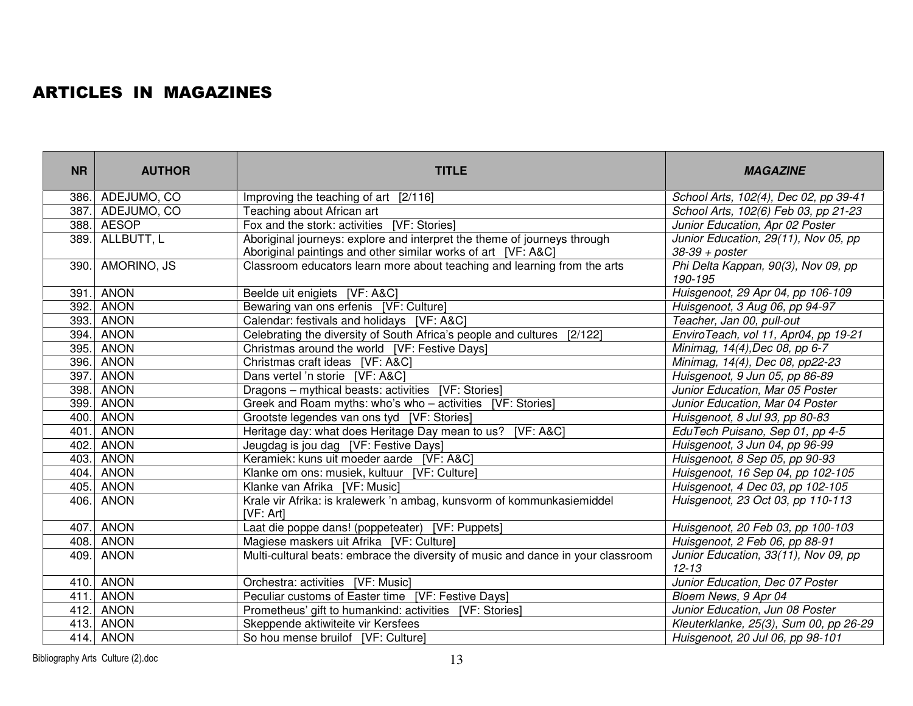# ARTICLES IN MAGAZINES

| NR | AUTHOR | TITLE | *MAGAZINE* |
|---|---|---|---|
| 386. | ADEJUMO, CO | Improving the teaching of art [2/116] | *School Arts, 102(4), Dec 02, pp 39-41* |
| 387. | ADEJUMO, CO | Teaching about African art | *School Arts, 102(6) Feb 03, pp 21-23* |
| 388. | AESOP | Fox and the stork: activities [VF: Stories] | *Junior Education, Apr 02 Poster* |
| 389. | ALLBUTT, L | Aboriginal journeys: explore and interpret the theme of journeys through Aboriginal paintings and other similar works of art [VF: A&C] | *Junior Education, 29(11), Nov 05, pp 38-39 + poster* |
| 390. | AMORINO, JS | Classroom educators learn more about teaching and learning from the arts | *Phi Delta Kappan, 90(3), Nov 09, pp 190-195* |
| 391. | ANON | Beelde uit enigiets [VF: A&C] | *Huisgenoot, 29 Apr 04, pp 106-109* |
| 392. | ANON | Bewaring van ons erfenis [VF: Culture] | *Huisgenoot, 3 Aug 06, pp 94-97* |
| 393. | ANON | Calendar: festivals and holidays [VF: A&C] | *Teacher, Jan 00, pull-out* |
| 394. | ANON | Celebrating the diversity of South Africa's people and cultures [2/122] | *EnviroTeach, vol 11, Apr04, pp 19-21* |
| 395. | ANON | Christmas around the world [VF: Festive Days] | *Minimag, 14(4),Dec 08, pp 6-7* |
| 396. | ANON | Christmas craft ideas [VF: A&C] | *Minimag, 14(4), Dec 08, pp22-23* |
| 397. | ANON | Dans vertel 'n storie [VF: A&C] | *Huisgenoot, 9 Jun 05, pp 86-89* |
| 398. | ANON | Dragons – mythical beasts: activities [VF: Stories] | *Junior Education, Mar 05 Poster* |
| 399. | ANON | Greek and Roam myths: who's who – activities [VF: Stories] | *Junior Education, Mar 04 Poster* |
| 400. | ANON | Grootste legendes van ons tyd [VF: Stories] | *Huisgenoot, 8 Jul 93, pp 80-83* |
| 401. | ANON | Heritage day: what does Heritage Day mean to us? [VF: A&C] | *EduTech Puisano, Sep 01, pp 4-5* |
| 402. | ANON | Jeugdag is jou dag [VF: Festive Days] | *Huisgenoot, 3 Jun 04, pp 96-99* |
| 403. | ANON | Keramiek: kuns uit moeder aarde [VF: A&C] | *Huisgenoot, 8 Sep 05, pp 90-93* |
| 404. | ANON | Klanke om ons: musiek, kultuur [VF: Culture] | *Huisgenoot, 16 Sep 04, pp 102-105* |
| 405. | ANON | Klanke van Afrika [VF: Music] | *Huisgenoot, 4 Dec 03, pp 102-105* |
| 406. | ANON | Krale vir Afrika: is kralewerk 'n ambag, kunsvorm of kommunkasiemiddel [VF: Art] | *Huisgenoot, 23 Oct 03, pp 110-113* |
| 407. | ANON | Laat die poppe dans! (poppeteater) [VF: Puppets] | *Huisgenoot, 20 Feb 03, pp 100-103* |
| 408. | ANON | Magiese maskers uit Afrika [VF: Culture] | *Huisgenoot, 2 Feb 06, pp 88-91* |
| 409. | ANON | Multi-cultural beats: embrace the diversity of music and dance in your classroom | *Junior Education, 33(11), Nov 09, pp 12-13* |
| 410. | ANON | Orchestra: activities [VF: Music] | *Junior Education, Dec 07 Poster* |
| 411. | ANON | Peculiar customs of Easter time [VF: Festive Days] | *Bloem News, 9 Apr 04* |
| 412. | ANON | Prometheus' gift to humankind: activities [VF: Stories] | *Junior Education, Jun 08 Poster* |
| 413. | ANON | Skeppende aktiwiteite vir Kersfees | *Kleuterklanke, 25(3), Sum 00, pp 26-29* |
| 414. | ANON | So hou mense bruilof [VF: Culture] | *Huisgenoot, 20 Jul 06, pp 98-101* |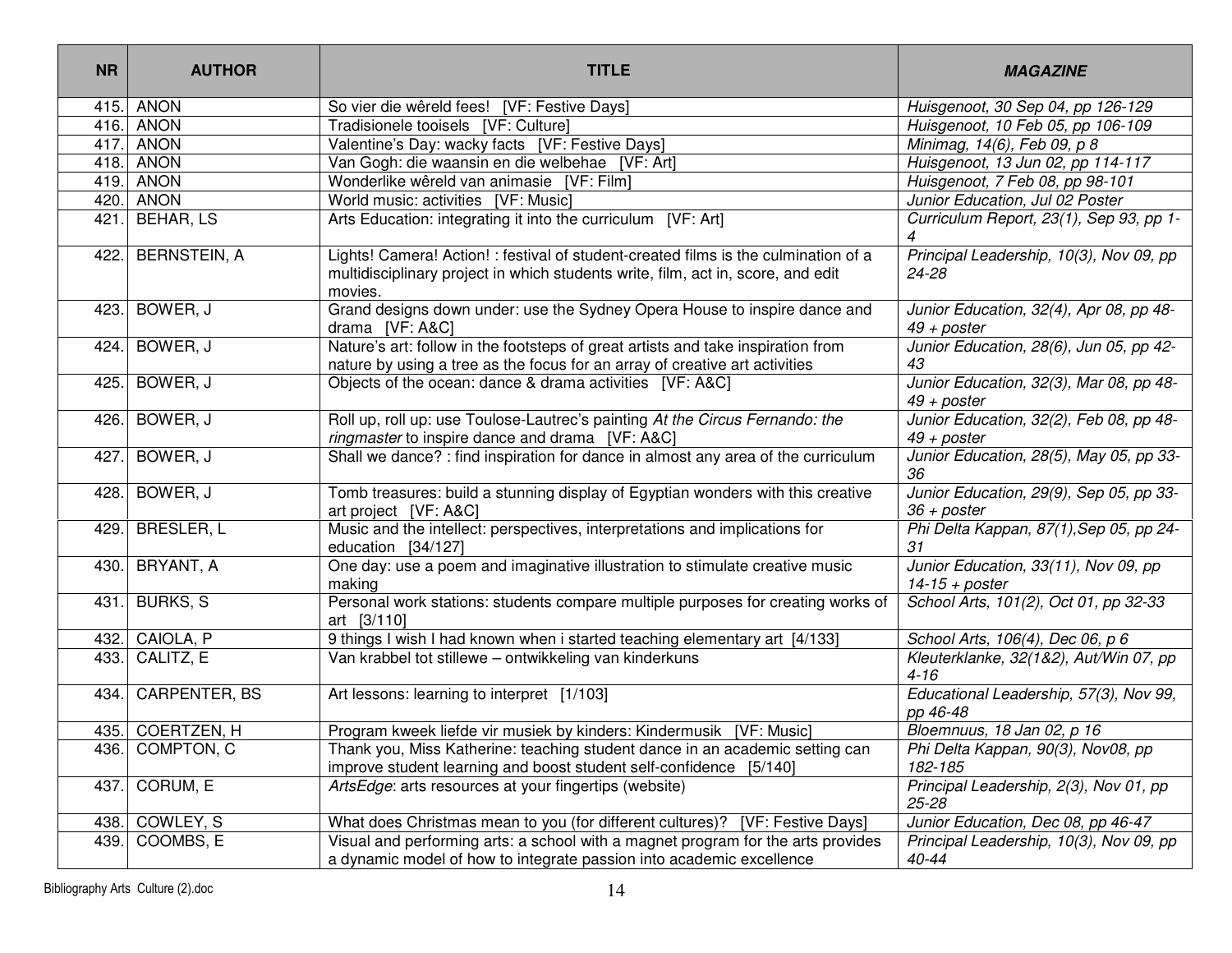| NR | AUTHOR | TITLE | *MAGAZINE* |
|---|---|---|---|
| 415. | ANON | So vier die wêreld fees! [VF: Festive Days] | *Huisgenoot, 30 Sep 04, pp 126-129* |
| 416. | ANON | Tradisionele tooisels [VF: Culture] | *Huisgenoot, 10 Feb 05, pp 106-109* |
| 417. | ANON | Valentine's Day: wacky facts [VF: Festive Days] | *Minimag, 14(6), Feb 09, p 8* |
| 418. | ANON | Van Gogh: die waansin en die welbehae [VF: Art] | *Huisgenoot, 13 Jun 02, pp 114-117* |
| 419. | ANON | Wonderlike wêreld van animasie [VF: Film] | *Huisgenoot, 7 Feb 08, pp 98-101* |
| 420. | ANON | World music: activities [VF: Music] | *Junior Education, Jul 02 Poster* |
| 421. | BEHAR, LS | Arts Education: integrating it into the curriculum [VF: Art] | *Curriculum Report, 23(1), Sep 93, pp 1-4* |
| 422. | BERNSTEIN, A | Lights! Camera! Action! : festival of student-created films is the culmination of a multidisciplinary project in which students write, film, act in, score, and edit movies. | *Principal Leadership, 10(3), Nov 09, pp 24-28* |
| 423. | BOWER, J | Grand designs down under: use the Sydney Opera House to inspire dance and drama [VF: A&C] | *Junior Education, 32(4), Apr 08, pp 48-49 + poster* |
| 424. | BOWER, J | Nature's art: follow in the footsteps of great artists and take inspiration from nature by using a tree as the focus for an array of creative art activities | *Junior Education, 28(6), Jun 05, pp 42-43* |
| 425. | BOWER, J | Objects of the ocean: dance & drama activities [VF: A&C] | *Junior Education, 32(3), Mar 08, pp 48-49 + poster* |
| 426. | BOWER, J | Roll up, roll up: use Toulose-Lautrec's painting *At the Circus Fernando: the ringmaster* to inspire dance and drama [VF: A&C] | *Junior Education, 32(2), Feb 08, pp 48-49 + poster* |
| 427. | BOWER, J | Shall we dance? : find inspiration for dance in almost any area of the curriculum | *Junior Education, 28(5), May 05, pp 33-36* |
| 428. | BOWER, J | Tomb treasures: build a stunning display of Egyptian wonders with this creative art project [VF: A&C] | *Junior Education, 29(9), Sep 05, pp 33-36 + poster* |
| 429. | BRESLER, L | Music and the intellect: perspectives, interpretations and implications for education [34/127] | *Phi Delta Kappan, 87(1),Sep 05, pp 24-31* |
| 430. | BRYANT, A | One day: use a poem and imaginative illustration to stimulate creative music making | *Junior Education, 33(11), Nov 09, pp 14-15 + poster* |
| 431. | BURKS, S | Personal work stations: students compare multiple purposes for creating works of art [3/110] | *School Arts, 101(2), Oct 01, pp 32-33* |
| 432. | CAIOLA, P | 9 things I wish I had known when i started teaching elementary art [4/133] | *School Arts, 106(4), Dec 06, p 6* |
| 433. | CALITZ, E | Van krabbel tot stillewe – ontwikkeling van kinderkuns | *Kleuterklanke, 32(1&2), Aut/Win 07, pp 4-16* |
| 434. | CARPENTER, BS | Art lessons: learning to interpret [1/103] | *Educational Leadership, 57(3), Nov 99, pp 46-48* |
| 435. | COERTZEN, H | Program kweek liefde vir musiek by kinders: Kindermusik [VF: Music] | *Bloemnuus, 18 Jan 02, p 16* |
| 436. | COMPTON, C | Thank you, Miss Katherine: teaching student dance in an academic setting can improve student learning and boost student self-confidence [5/140] | *Phi Delta Kappan, 90(3), Nov08, pp 182-185* |
| 437. | CORUM, E | *ArtsEdge*: arts resources at your fingertips (website) | *Principal Leadership, 2(3), Nov 01, pp 25-28* |
| 438. | COWLEY, S | What does Christmas mean to you (for different cultures)? [VF: Festive Days] | *Junior Education, Dec 08, pp 46-47* |
| 439. | COOMBS, E | Visual and performing arts: a school with a magnet program for the arts provides a dynamic model of how to integrate passion into academic excellence | *Principal Leadership, 10(3), Nov 09, pp 40-44* |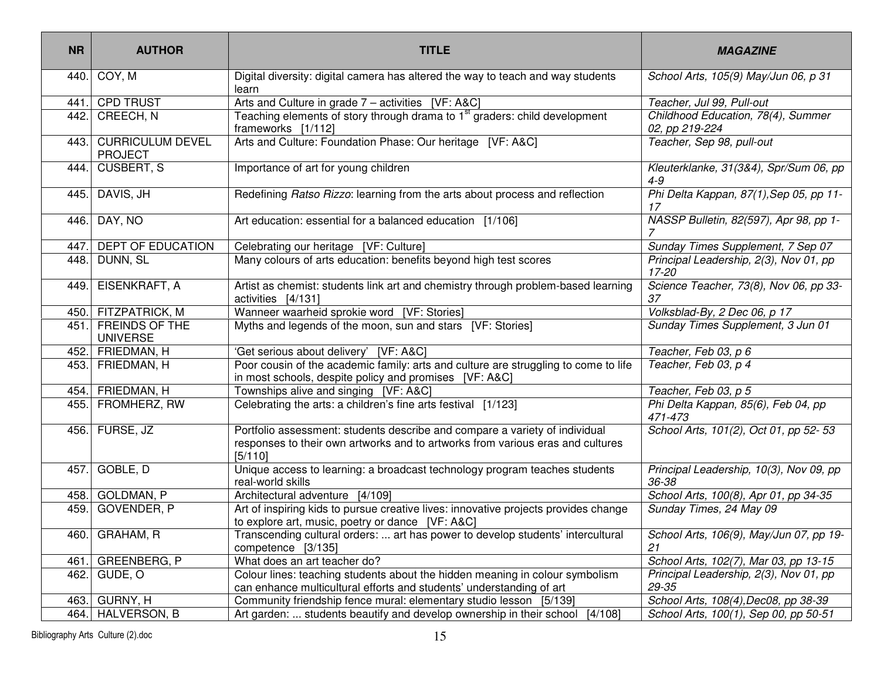| NR | AUTHOR | TITLE | *MAGAZINE* |
|---|---|---|---|
| 440. | COY, M | Digital diversity: digital camera has altered the way to teach and way students learn | *School Arts, 105(9) May/Jun 06, p 31* |
| 441. | CPD TRUST | Arts and Culture in grade 7 – activities [VF: A&C] | *Teacher, Jul 99, Pull-out* |
| 442. | CREECH, N | Teaching elements of story through drama to 1st graders: child development frameworks [1/112] | *Childhood Education, 78(4), Summer 02, pp 219-224* |
| 443. | CURRICULUM DEVEL PROJECT | Arts and Culture: Foundation Phase: Our heritage [VF: A&C] | *Teacher, Sep 98, pull-out* |
| 444. | CUSBERT, S | Importance of art for young children | *Kleuterklanke, 31(3&4), Spr/Sum 06, pp 4-9* |
| 445. | DAVIS, JH | Redefining *Ratso Rizzo*: learning from the arts about process and reflection | *Phi Delta Kappan, 87(1),Sep 05, pp 11-17* |
| 446. | DAY, NO | Art education: essential for a balanced education [1/106] | *NASSP Bulletin, 82(597), Apr 98, pp 1-7* |
| 447. | DEPT OF EDUCATION | Celebrating our heritage [VF: Culture] | *Sunday Times Supplement, 7 Sep 07* |
| 448. | DUNN, SL | Many colours of arts education: benefits beyond high test scores | *Principal Leadership, 2(3), Nov 01, pp 17-20* |
| 449. | EISENKRAFT, A | Artist as chemist: students link art and chemistry through problem-based learning activities [4/131] | *Science Teacher, 73(8), Nov 06, pp 33-37* |
| 450. | FITZPATRICK, M | Wanneer waarheid sprokie word [VF: Stories] | *Volksblad-By, 2 Dec 06, p 17* |
| 451. | FREINDS OF THE UNIVERSE | Myths and legends of the moon, sun and stars [VF: Stories] | *Sunday Times Supplement, 3 Jun 01* |
| 452. | FRIEDMAN, H | 'Get serious about delivery' [VF: A&C] | *Teacher, Feb 03, p 6* |
| 453. | FRIEDMAN, H | Poor cousin of the academic family: arts and culture are struggling to come to life in most schools, despite policy and promises [VF: A&C] | *Teacher, Feb 03, p 4* |
| 454. | FRIEDMAN, H | Townships alive and singing [VF: A&C] | *Teacher, Feb 03, p 5* |
| 455. | FROMHERZ, RW | Celebrating the arts: a children's fine arts festival [1/123] | *Phi Delta Kappan, 85(6), Feb 04, pp 471-473* |
| 456. | FURSE, JZ | Portfolio assessment: students describe and compare a variety of individual responses to their own artworks and to artworks from various eras and cultures [5/110] | *School Arts, 101(2), Oct 01, pp 52- 53* |
| 457. | GOBLE, D | Unique access to learning: a broadcast technology program teaches students real-world skills | *Principal Leadership, 10(3), Nov 09, pp 36-38* |
| 458. | GOLDMAN, P | Architectural adventure [4/109] | *School Arts, 100(8), Apr 01, pp 34-35* |
| 459. | GOVENDER, P | Art of inspiring kids to pursue creative lives: innovative projects provides change to explore art, music, poetry or dance [VF: A&C] | *Sunday Times, 24 May 09* |
| 460. | GRAHAM, R | Transcending cultural orders: ... art has power to develop students' intercultural competence [3/135] | *School Arts, 106(9), May/Jun 07, pp 19-21* |
| 461. | GREENBERG, P | What does an art teacher do? | *School Arts, 102(7), Mar 03, pp 13-15* |
| 462. | GUDE, O | Colour lines: teaching students about the hidden meaning in colour symbolism can enhance multicultural efforts and students' understanding of art | *Principal Leadership, 2(3), Nov 01, pp 29-35* |
| 463. | GURNY, H | Community friendship fence mural: elementary studio lesson [5/139] | *School Arts, 108(4),Dec08, pp 38-39* |
| 464. | HALVERSON, B | Art garden: ... students beautify and develop ownership in their school [4/108] | *School Arts, 100(1), Sep 00, pp 50-51* |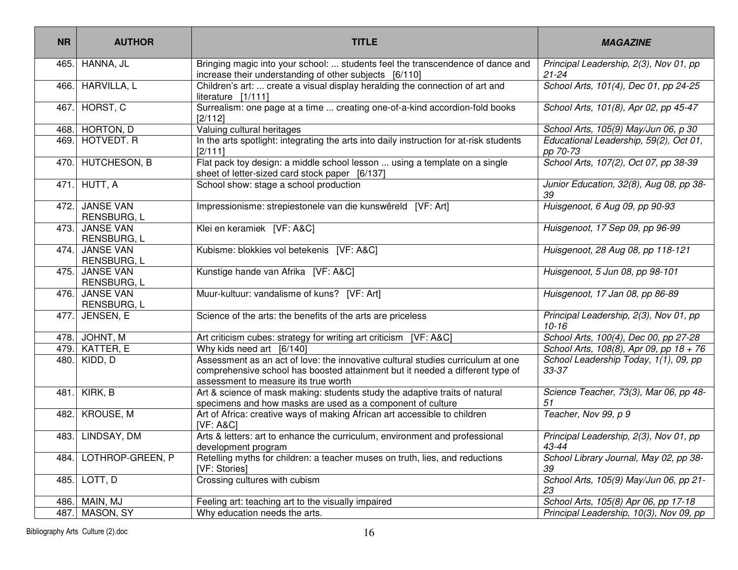| NR | AUTHOR | TITLE | *MAGAZINE* |
|---|---|---|---|
| 465. | HANNA, JL | Bringing magic into your school: ... students feel the transcendence of dance and increase their understanding of other subjects [6/110] | *Principal Leadership, 2(3), Nov 01, pp 21-24* |
| 466. | HARVILLA, L | Children's art: ... create a visual display heralding the connection of art and literature [1/111] | *School Arts, 101(4), Dec 01, pp 24-25* |
| 467. | HORST, C | Surrealism: one page at a time ... creating one-of-a-kind accordion-fold books [2/112] | *School Arts, 101(8), Apr 02, pp 45-47* |
| 468. | HORTON, D | Valuing cultural heritages | *School Arts, 105(9) May/Jun 06, p 30* |
| 469. | HOTVEDT. R | In the arts spotlight: integrating the arts into daily instruction for at-risk students [2/111] | *Educational Leadership, 59(2), Oct 01, pp 70-73* |
| 470. | HUTCHESON, B | Flat pack toy design: a middle school lesson ... using a template on a single sheet of letter-sized card stock paper [6/137] | *School Arts, 107(2), Oct 07, pp 38-39* |
| 471. | HUTT, A | School show: stage a school production | *Junior Education, 32(8), Aug 08, pp 38-39* |
| 472. | JANSE VAN RENSBURG, L | Impressionisme: strepiestonele van die kunswêreld [VF: Art] | *Huisgenoot, 6 Aug 09, pp 90-93* |
| 473. | JANSE VAN RENSBURG, L | Klei en keramiek [VF: A&C] | *Huisgenoot, 17 Sep 09, pp 96-99* |
| 474. | JANSE VAN RENSBURG, L | Kubisme: blokkies vol betekenis [VF: A&C] | *Huisgenoot, 28 Aug 08, pp 118-121* |
| 475. | JANSE VAN RENSBURG, L | Kunstige hande van Afrika [VF: A&C] | *Huisgenoot, 5 Jun 08, pp 98-101* |
| 476. | JANSE VAN RENSBURG, L | Muur-kultuur: vandalisme of kuns? [VF: Art] | *Huisgenoot, 17 Jan 08, pp 86-89* |
| 477. | JENSEN, E | Science of the arts: the benefits of the arts are priceless | *Principal Leadership, 2(3), Nov 01, pp 10-16* |
| 478. | JOHNT, M | Art criticism cubes: strategy for writing art criticism [VF: A&C] | *School Arts, 100(4), Dec 00, pp 27-28* |
| 479. | KATTER, E | Why kids need art [6/140] | *School Arts, 108(8), Apr 09, pp 18 + 76* |
| 480. | KIDD, D | Assessment as an act of love: the innovative cultural studies curriculum at one comprehensive school has boosted attainment but it needed a different type of assessment to measure its true worth | *School Leadership Today, 1(1), 09, pp 33-37* |
| 481. | KIRK, B | Art & science of mask making: students study the adaptive traits of natural specimens and how masks are used as a component of culture | *Science Teacher, 73(3), Mar 06, pp 48-51* |
| 482. | KROUSE, M | Art of Africa: creative ways of making African art accessible to children [VF: A&C] | *Teacher, Nov 99, p 9* |
| 483. | LINDSAY, DM | Arts & letters: art to enhance the curriculum, environment and professional development program | *Principal Leadership, 2(3), Nov 01, pp 43-44* |
| 484. | LOTHROP-GREEN, P | Retelling myths for children: a teacher muses on truth, lies, and reductions [VF: Stories] | *School Library Journal, May 02, pp 38-39* |
| 485. | LOTT, D | Crossing cultures with cubism | *School Arts, 105(9) May/Jun 06, pp 21-23* |
| 486. | MAIN, MJ | Feeling art: teaching art to the visually impaired | *School Arts, 105(8) Apr 06, pp 17-18* |
| 487. | MASON, SY | Why education needs the arts. | *Principal Leadership, 10(3), Nov 09, pp* |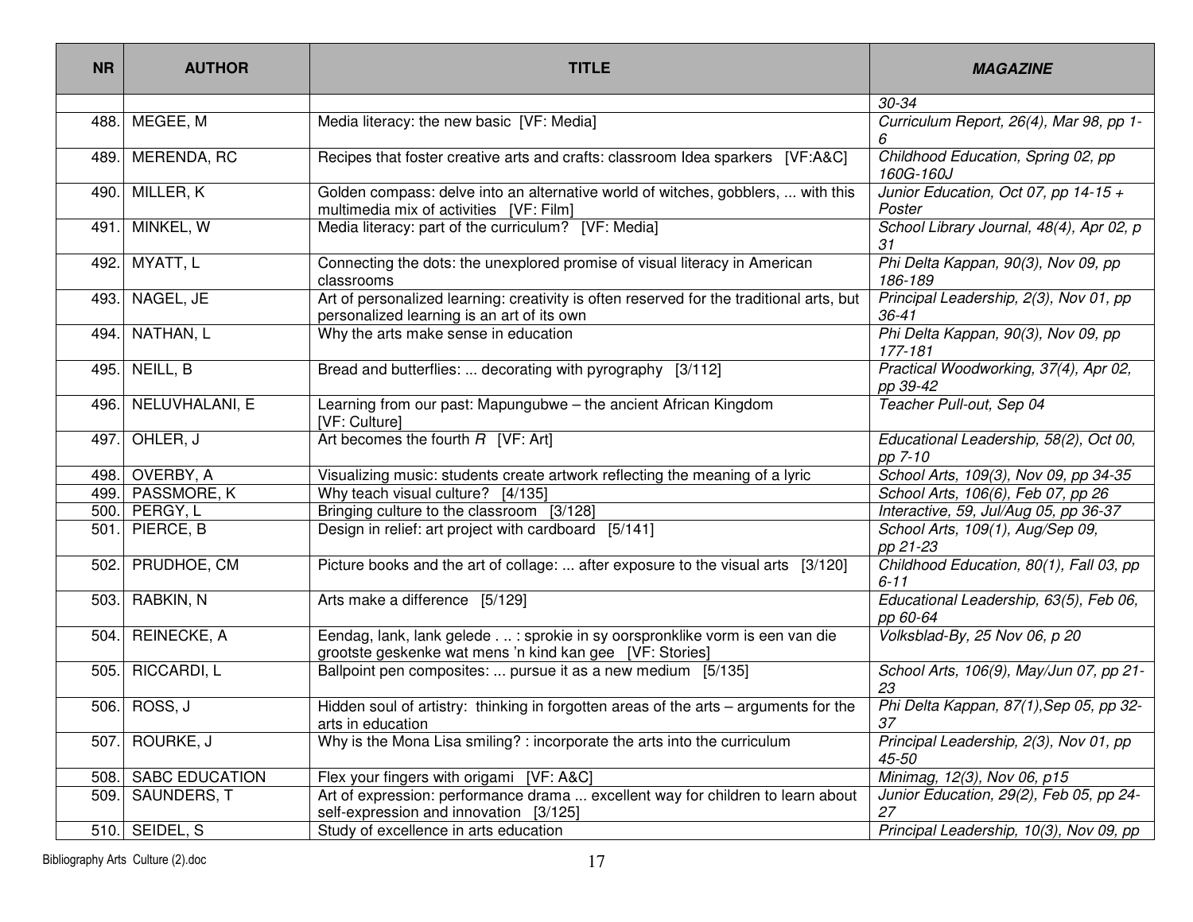| NR | AUTHOR | TITLE | *MAGAZINE* |
|---|---|---|---|
| | | | *30-34* |
| 488. | MEGEE, M | Media literacy: the new basic [VF: Media] | *Curriculum Report, 26(4), Mar 98, pp 1-6* |
| 489. | MERENDA, RC | Recipes that foster creative arts and crafts: classroom Idea sparkers [VF:A&C] | *Childhood Education, Spring 02, pp 160G-160J* |
| 490. | MILLER, K | Golden compass: delve into an alternative world of witches, gobblers, ... with this multimedia mix of activities [VF: Film] | *Junior Education, Oct 07, pp 14-15 + Poster* |
| 491. | MINKEL, W | Media literacy: part of the curriculum? [VF: Media] | *School Library Journal, 48(4), Apr 02, p 31* |
| 492. | MYATT, L | Connecting the dots: the unexplored promise of visual literacy in American classrooms | *Phi Delta Kappan, 90(3), Nov 09, pp 186-189* |
| 493. | NAGEL, JE | Art of personalized learning: creativity is often reserved for the traditional arts, but personalized learning is an art of its own | *Principal Leadership, 2(3), Nov 01, pp 36-41* |
| 494. | NATHAN, L | Why the arts make sense in education | *Phi Delta Kappan, 90(3), Nov 09, pp 177-181* |
| 495. | NEILL, B | Bread and butterflies: ... decorating with pyrography [3/112] | *Practical Woodworking, 37(4), Apr 02, pp 39-42* |
| 496. | NELUVHALANI, E | Learning from our past: Mapungubwe – the ancient African Kingdom [VF: Culture] | *Teacher Pull-out, Sep 04* |
| 497. | OHLER, J | Art becomes the fourth *R* [VF: Art] | *Educational Leadership, 58(2), Oct 00, pp 7-10* |
| 498. | OVERBY, A | Visualizing music: students create artwork reflecting the meaning of a lyric | *School Arts, 109(3), Nov 09, pp 34-35* |
| 499. | PASSMORE, K | Why teach visual culture? [4/135] | *School Arts, 106(6), Feb 07, pp 26* |
| 500. | PERGY, L | Bringing culture to the classroom [3/128] | *Interactive, 59, Jul/Aug 05, pp 36-37* |
| 501. | PIERCE, B | Design in relief: art project with cardboard [5/141] | *School Arts, 109(1), Aug/Sep 09, pp 21-23* |
| 502. | PRUDHOE, CM | Picture books and the art of collage: ... after exposure to the visual arts [3/120] | *Childhood Education, 80(1), Fall 03, pp 6-11* |
| 503. | RABKIN, N | Arts make a difference [5/129] | *Educational Leadership, 63(5), Feb 06, pp 60-64* |
| 504. | REINECKE, A | Eendag, lank, lank gelede . .. : sprokie in sy oorspronklike vorm is een van die grootste geskenke wat mens 'n kind kan gee [VF: Stories] | *Volksblad-By, 25 Nov 06, p 20* |
| 505. | RICCARDI, L | Ballpoint pen composites: ... pursue it as a new medium [5/135] | *School Arts, 106(9), May/Jun 07, pp 21-23* |
| 506. | ROSS, J | Hidden soul of artistry: thinking in forgotten areas of the arts – arguments for the arts in education | *Phi Delta Kappan, 87(1),Sep 05, pp 32-37* |
| 507. | ROURKE, J | Why is the Mona Lisa smiling? : incorporate the arts into the curriculum | *Principal Leadership, 2(3), Nov 01, pp 45-50* |
| 508. | SABC EDUCATION | Flex your fingers with origami [VF: A&C] | *Minimag, 12(3), Nov 06, p15* |
| 509. | SAUNDERS, T | Art of expression: performance drama ... excellent way for children to learn about self-expression and innovation [3/125] | *Junior Education, 29(2), Feb 05, pp 24-27* |
| 510. | SEIDEL, S | Study of excellence in arts education | *Principal Leadership, 10(3), Nov 09, pp* |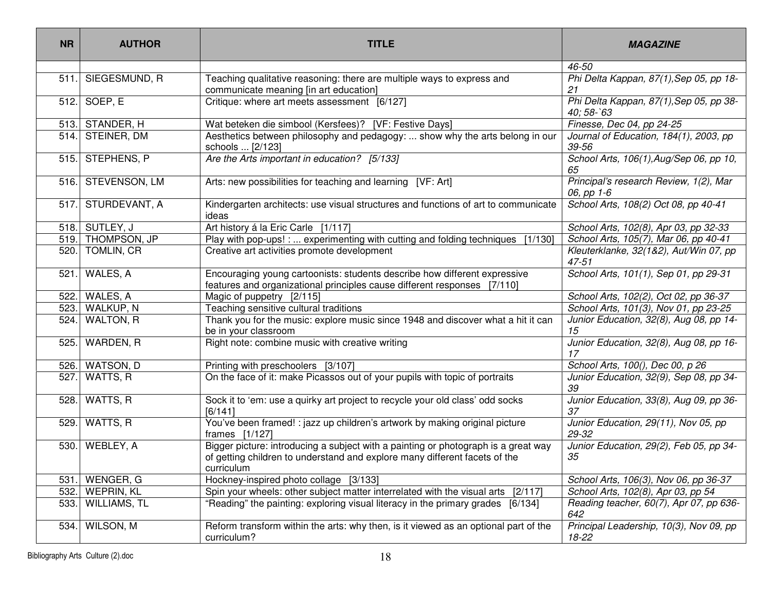| NR | AUTHOR | TITLE | *MAGAZINE* |
|---|---|---|---|
| | | | *46-50* |
| 511. | SIEGESMUND, R | Teaching qualitative reasoning: there are multiple ways to express and communicate meaning [in art education] | *Phi Delta Kappan, 87(1),Sep 05, pp 18-21* |
| 512. | SOEP, E | Critique: where art meets assessment [6/127] | *Phi Delta Kappan, 87(1),Sep 05, pp 38-40; 58-`63* |
| 513. | STANDER, H | Wat beteken die simbool (Kersfees)? [VF: Festive Days] | *Finesse, Dec 04, pp 24-25* |
| 514. | STEINER, DM | Aesthetics between philosophy and pedagogy: ... show why the arts belong in our schools ... [2/123] | *Journal of Education, 184(1), 2003, pp 39-56* |
| 515. | STEPHENS, P | *Are the Arts important in education? [5/133]* | *School Arts, 106(1),Aug/Sep 06, pp 10, 65* |
| 516. | STEVENSON, LM | Arts: new possibilities for teaching and learning [VF: Art] | *Principal's research Review, 1(2), Mar 06, pp 1-6* |
| 517. | STURDEVANT, A | Kindergarten architects: use visual structures and functions of art to communicate ideas | *School Arts, 108(2) Oct 08, pp 40-41* |
| 518. | SUTLEY, J | Art history á la Eric Carle [1/117] | *School Arts, 102(8), Apr 03, pp 32-33* |
| 519. | THOMPSON, JP | Play with pop-ups! : ... experimenting with cutting and folding techniques [1/130] | *School Arts, 105(7), Mar 06, pp 40-41* |
| 520. | TOMLIN, CR | Creative art activities promote development | *Kleuterklanke, 32(1&2), Aut/Win 07, pp 47-51* |
| 521. | WALES, A | Encouraging young cartoonists: students describe how different expressive features and organizational principles cause different responses [7/110] | *School Arts, 101(1), Sep 01, pp 29-31* |
| 522. | WALES, A | Magic of puppetry [2/115] | *School Arts, 102(2), Oct 02, pp 36-37* |
| 523. | WALKUP, N | Teaching sensitive cultural traditions | *School Arts, 101(3), Nov 01, pp 23-25* |
| 524. | WALTON, R | Thank you for the music: explore music since 1948 and discover what a hit it can be in your classroom | *Junior Education, 32(8), Aug 08, pp 14-15* |
| 525. | WARDEN, R | Right note: combine music with creative writing | *Junior Education, 32(8), Aug 08, pp 16-17* |
| 526. | WATSON, D | Printing with preschoolers [3/107] | *School Arts, 100(), Dec 00, p 26* |
| 527. | WATTS, R | On the face of it: make Picassos out of your pupils with topic of portraits | *Junior Education, 32(9), Sep 08, pp 34-39* |
| 528. | WATTS, R | Sock it to 'em: use a quirky art project to recycle your old class' odd socks [6/141] | *Junior Education, 33(8), Aug 09, pp 36-37* |
| 529. | WATTS, R | You've been framed! : jazz up children's artwork by making original picture frames [1/127] | *Junior Education, 29(11), Nov 05, pp 29-32* |
| 530. | WEBLEY, A | Bigger picture: introducing a subject with a painting or photograph is a great way of getting children to understand and explore many different facets of the curriculum | *Junior Education, 29(2), Feb 05, pp 34-35* |
| 531. | WENGER, G | Hockney-inspired photo collage [3/133] | *School Arts, 106(3), Nov 06, pp 36-37* |
| 532. | WEPRIN, KL | Spin your wheels: other subject matter interrelated with the visual arts [2/117] | *School Arts, 102(8), Apr 03, pp 54* |
| 533. | WILLIAMS, TL | "Reading" the painting: exploring visual literacy in the primary grades [6/134] | *Reading teacher, 60(7), Apr 07, pp 636-642* |
| 534. | WILSON, M | Reform transform within the arts: why then, is it viewed as an optional part of the curriculum? | *Principal Leadership, 10(3), Nov 09, pp 18-22* |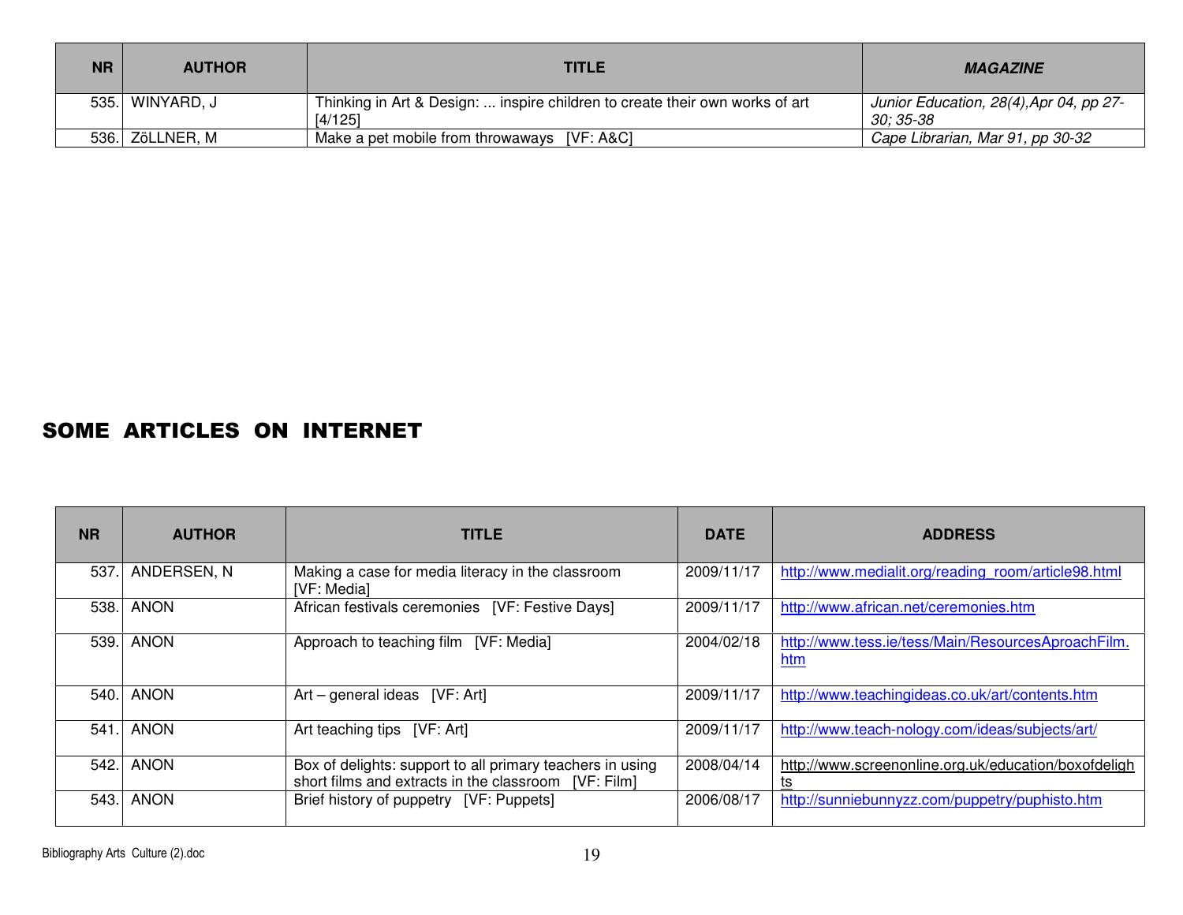| NR | AUTHOR | TITLE | *MAGAZINE* |
|---|---|---|---|
| 535. | WINYARD, J | Thinking in Art & Design: ... inspire children to create their own works of art [4/125] | *Junior Education, 28(4),Apr 04, pp 27-30; 35-38* |
| 536. | ZöLLNER, M | Make a pet mobile from throwaways [VF: A&C] | *Cape Librarian, Mar 91, pp 30-32* |

# SOME ARTICLES ON INTERNET

| NR | AUTHOR | TITLE | DATE | ADDRESS |
|---|---|---|---|---|
| 537. | ANDERSEN, N | Making a case for media literacy in the classroom [VF: Media] | 2009/11/17 | http://www.medialit.org/reading_room/article98.html |
| 538. | ANON | African festivals ceremonies [VF: Festive Days] | 2009/11/17 | http://www.african.net/ceremonies.htm |
| 539. | ANON | Approach to teaching film [VF: Media] | 2004/02/18 | http://www.tess.ie/tess/Main/ResourcesAproachFilm.htm |
| 540. | ANON | Art – general ideas [VF: Art] | 2009/11/17 | http://www.teachingideas.co.uk/art/contents.htm |
| 541. | ANON | Art teaching tips [VF: Art] | 2009/11/17 | http://www.teach-nology.com/ideas/subjects/art/ |
| 542. | ANON | Box of delights: support to all primary teachers in using short films and extracts in the classroom [VF: Film] | 2008/04/14 | http://www.screenonline.org.uk/education/boxofdelights |
| 543. | ANON | Brief history of puppetry [VF: Puppets] | 2006/08/17 | http://sunniebunnyzz.com/puppetry/puphisto.htm |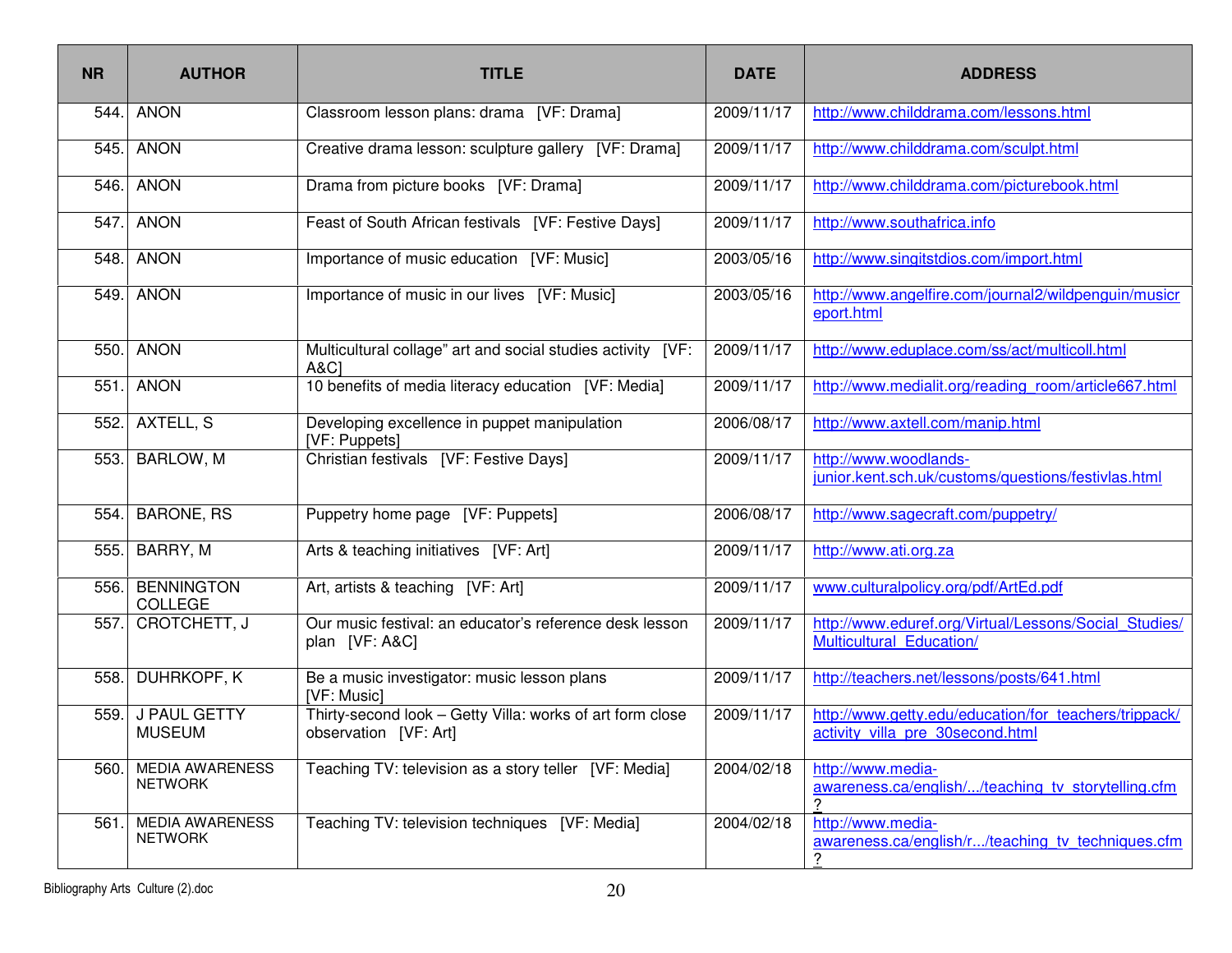| NR | AUTHOR | TITLE | DATE | ADDRESS |
|---|---|---|---|---|
| 544. | ANON | Classroom lesson plans: drama [VF: Drama] | 2009/11/17 | http://www.childdrama.com/lessons.html |
| 545. | ANON | Creative drama lesson: sculpture gallery [VF: Drama] | 2009/11/17 | http://www.childdrama.com/sculpt.html |
| 546. | ANON | Drama from picture books [VF: Drama] | 2009/11/17 | http://www.childdrama.com/picturebook.html |
| 547. | ANON | Feast of South African festivals [VF: Festive Days] | 2009/11/17 | http://www.southafrica.info |
| 548. | ANON | Importance of music education [VF: Music] | 2003/05/16 | http://www.singitstdios.com/import.html |
| 549. | ANON | Importance of music in our lives [VF: Music] | 2003/05/16 | http://www.angelfire.com/journal2/wildpenguin/musicreport.html |
| 550. | ANON | Multicultural collage" art and social studies activity [VF: A&C] | 2009/11/17 | http://www.eduplace.com/ss/act/multicoll.html |
| 551. | ANON | 10 benefits of media literacy education [VF: Media] | 2009/11/17 | http://www.medialit.org/reading_room/article667.html |
| 552. | AXTELL, S | Developing excellence in puppet manipulation [VF: Puppets] | 2006/08/17 | http://www.axtell.com/manip.html |
| 553. | BARLOW, M | Christian festivals [VF: Festive Days] | 2009/11/17 | http://www.woodlands-junior.kent.sch.uk/customs/questions/festivlas.html |
| 554. | BARONE, RS | Puppetry home page [VF: Puppets] | 2006/08/17 | http://www.sagecraft.com/puppetry/ |
| 555. | BARRY, M | Arts & teaching initiatives [VF: Art] | 2009/11/17 | http://www.ati.org.za |
| 556. | BENNINGTON COLLEGE | Art, artists & teaching [VF: Art] | 2009/11/17 | www.culturalpolicy.org/pdf/ArtEd.pdf |
| 557. | CROTCHETT, J | Our music festival: an educator's reference desk lesson plan [VF: A&C] | 2009/11/17 | http://www.eduref.org/Virtual/Lessons/Social_Studies/Multicultural_Education/ |
| 558. | DUHRKOPF, K | Be a music investigator: music lesson plans [VF: Music] | 2009/11/17 | http://teachers.net/lessons/posts/641.html |
| 559. | J PAUL GETTY MUSEUM | Thirty-second look – Getty Villa: works of art form close observation [VF: Art] | 2009/11/17 | http://www.getty.edu/education/for_teachers/trippack/activity_villa_pre_30second.html |
| 560. | MEDIA AWARENESS NETWORK | Teaching TV: television as a story teller [VF: Media] | 2004/02/18 | http://www.media-awareness.ca/english/.../teaching_tv_storytelling.cfm? |
| 561. | MEDIA AWARENESS NETWORK | Teaching TV: television techniques [VF: Media] | 2004/02/18 | http://www.media-awareness.ca/english/r.../teaching_tv_techniques.cfm? |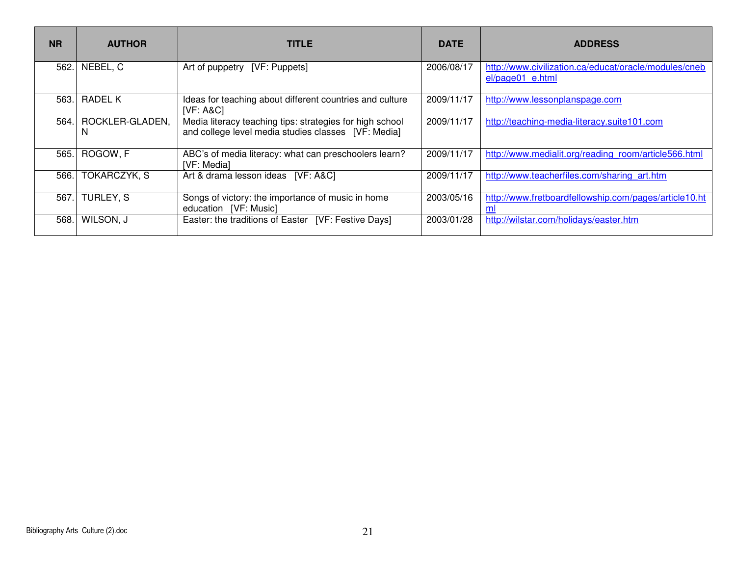| NR | AUTHOR | TITLE | DATE | ADDRESS |
|---|---|---|---|---|
| 562. | NEBEL, C | Art of puppetry [VF: Puppets] | 2006/08/17 | http://www.civilization.ca/educat/oracle/modules/cnebel/page01_e.html |
| 563. | RADEL K | Ideas for teaching about different countries and culture [VF: A&C] | 2009/11/17 | http://www.lessonplanspage.com |
| 564. | ROCKLER-GLADEN, N | Media literacy teaching tips: strategies for high school and college level media studies classes [VF: Media] | 2009/11/17 | http://teaching-media-literacy.suite101.com |
| 565. | ROGOW, F | ABC's of media literacy: what can preschoolers learn? [VF: Media] | 2009/11/17 | http://www.medialit.org/reading_room/article566.html |
| 566. | TOKARCZYK, S | Art & drama lesson ideas [VF: A&C] | 2009/11/17 | http://www.teacherfiles.com/sharing_art.htm |
| 567. | TURLEY, S | Songs of victory: the importance of music in home education [VF: Music] | 2003/05/16 | http://www.fretboardfellowship.com/pages/article10.html |
| 568. | WILSON, J | Easter: the traditions of Easter [VF: Festive Days] | 2003/01/28 | http://wilstar.com/holidays/easter.htm |